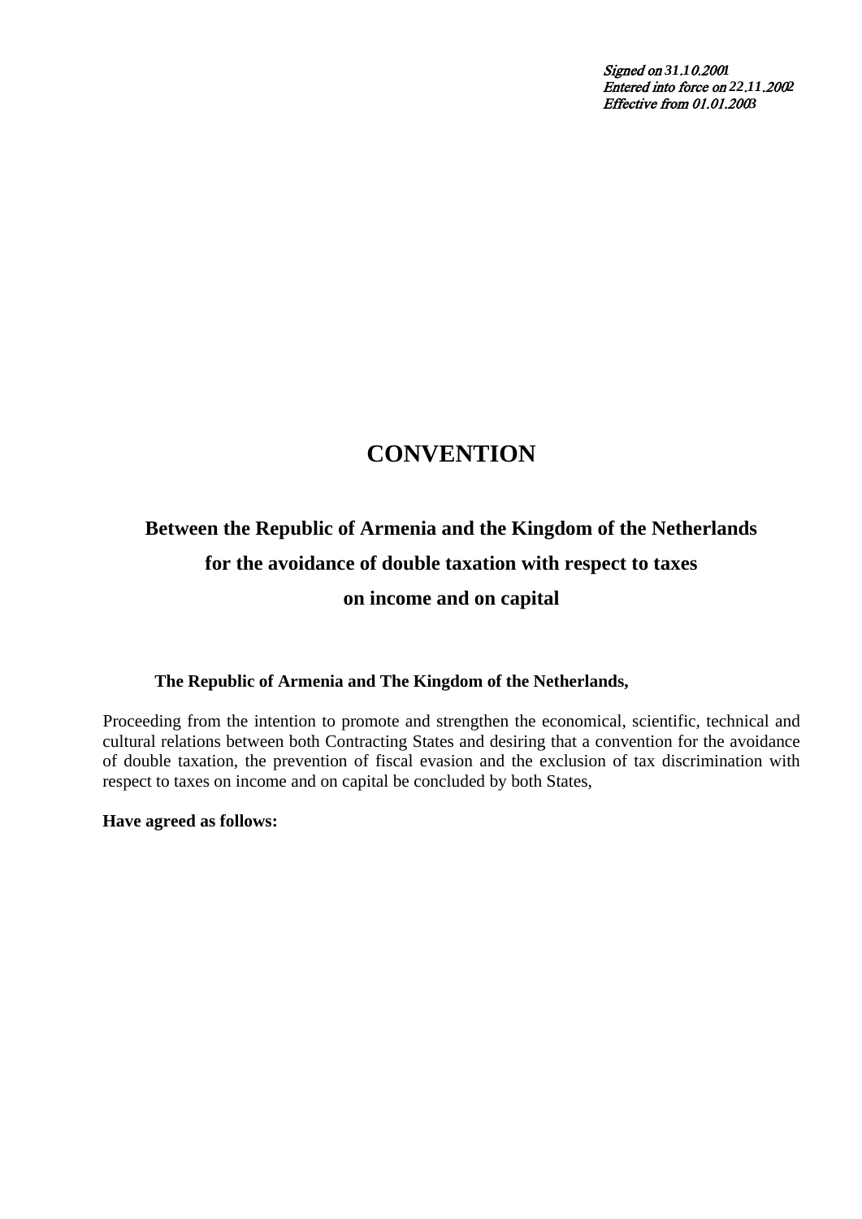*Signed on 31.10.2001*
*Entered into force on 22.11.2002*
*Effective from 01.01.2003*

# CONVENTION

## Between the Republic of Armenia and the Kingdom of the Netherlands for the avoidance of double taxation with respect to taxes on income and on capital

**The Republic of Armenia and The Kingdom of the Netherlands,**

Proceeding from the intention to promote and strengthen the economical, scientific, technical and cultural relations between both Contracting States and desiring that a convention for the avoidance of double taxation, the prevention of fiscal evasion and the exclusion of tax discrimination with respect to taxes on income and on capital be concluded by both States,

**Have agreed as follows:**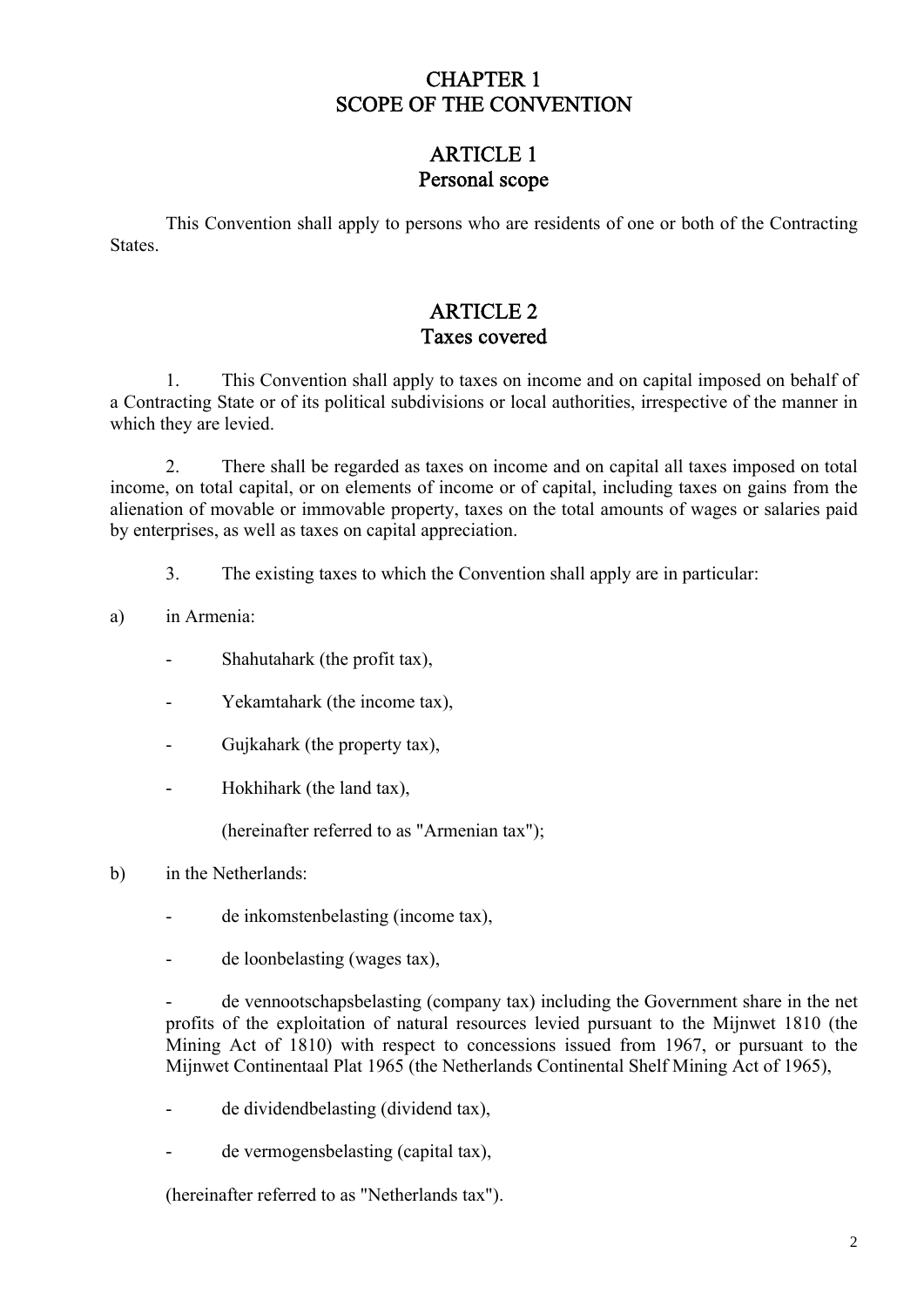# CHAPTER 1
# SCOPE OF THE CONVENTION

## ARTICLE 1
## Personal scope

This Convention shall apply to persons who are residents of one or both of the Contracting States.

## ARTICLE 2
## Taxes covered

1. This Convention shall apply to taxes on income and on capital imposed on behalf of a Contracting State or of its political subdivisions or local authorities, irrespective of the manner in which they are levied.

2. There shall be regarded as taxes on income and on capital all taxes imposed on total income, on total capital, or on elements of income or of capital, including taxes on gains from the alienation of movable or immovable property, taxes on the total amounts of wages or salaries paid by enterprises, as well as taxes on capital appreciation.

3. The existing taxes to which the Convention shall apply are in particular:

a) in Armenia:

- Shahutahark (the profit tax),
- Yekamtahark (the income tax),
- Gujkahark (the property tax),
- Hokhihark (the land tax),

(hereinafter referred to as "Armenian tax");

b) in the Netherlands:

- de inkomstenbelasting (income tax),
- de loonbelasting (wages tax),
- de vennootschapsbelasting (company tax) including the Government share in the net profits of the exploitation of natural resources levied pursuant to the Mijnwet 1810 (the Mining Act of 1810) with respect to concessions issued from 1967, or pursuant to the Mijnwet Continentaal Plat 1965 (the Netherlands Continental Shelf Mining Act of 1965),
- de dividendbelasting (dividend tax),
- de vermogensbelasting (capital tax),

(hereinafter referred to as "Netherlands tax").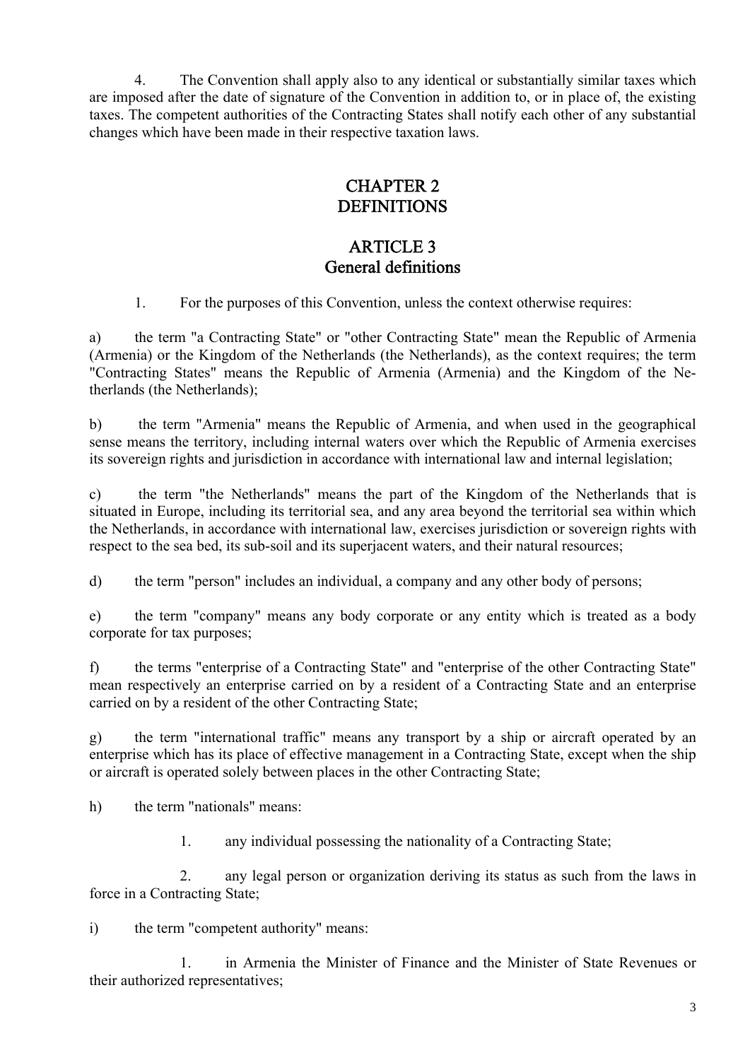4. The Convention shall apply also to any identical or substantially similar taxes which are imposed after the date of signature of the Convention in addition to, or in place of, the existing taxes. The competent authorities of the Contracting States shall notify each other of any substantial changes which have been made in their respective taxation laws.

# CHAPTER 2
# DEFINITIONS

## ARTICLE 3
## General definitions

1. For the purposes of this Convention, unless the context otherwise requires:

a) the term "a Contracting State" or "other Contracting State" mean the Republic of Armenia (Armenia) or the Kingdom of the Netherlands (the Netherlands), as the context requires; the term "Contracting States" means the Republic of Armenia (Armenia) and the Kingdom of the Netherlands (the Netherlands);

b) the term "Armenia" means the Republic of Armenia, and when used in the geographical sense means the territory, including internal waters over which the Republic of Armenia exercises its sovereign rights and jurisdiction in accordance with international law and internal legislation;

c) the term "the Netherlands" means the part of the Kingdom of the Netherlands that is situated in Europe, including its territorial sea, and any area beyond the territorial sea within which the Netherlands, in accordance with international law, exercises jurisdiction or sovereign rights with respect to the sea bed, its sub-soil and its superjacent waters, and their natural resources;

d) the term "person" includes an individual, a company and any other body of persons;

e) the term "company" means any body corporate or any entity which is treated as a body corporate for tax purposes;

f) the terms "enterprise of a Contracting State" and "enterprise of the other Contracting State" mean respectively an enterprise carried on by a resident of a Contracting State and an enterprise carried on by a resident of the other Contracting State;

g) the term "international traffic" means any transport by a ship or aircraft operated by an enterprise which has its place of effective management in a Contracting State, except when the ship or aircraft is operated solely between places in the other Contracting State;

h) the term "nationals" means:

1. any individual possessing the nationality of a Contracting State;

2. any legal person or organization deriving its status as such from the laws in force in a Contracting State;

i) the term "competent authority" means:

1. in Armenia the Minister of Finance and the Minister of State Revenues or their authorized representatives;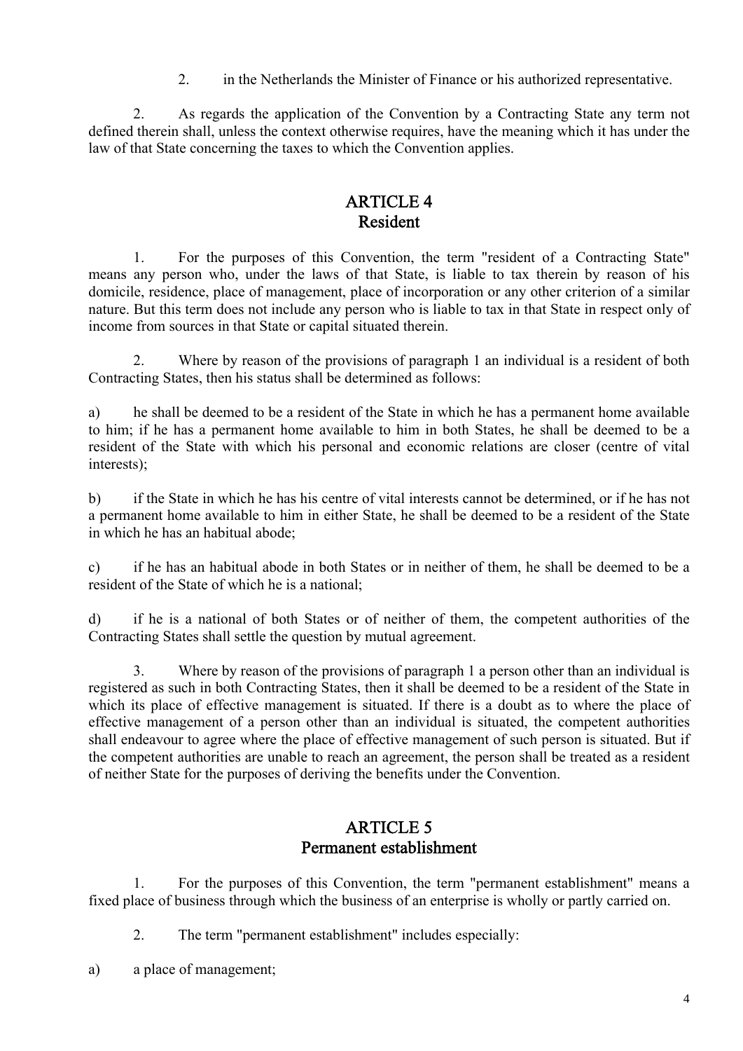2. in the Netherlands the Minister of Finance or his authorized representative.

2. As regards the application of the Convention by a Contracting State any term not defined therein shall, unless the context otherwise requires, have the meaning which it has under the law of that State concerning the taxes to which the Convention applies.

## ARTICLE 4
## Resident

1. For the purposes of this Convention, the term "resident of a Contracting State" means any person who, under the laws of that State, is liable to tax therein by reason of his domicile, residence, place of management, place of incorporation or any other criterion of a similar nature. But this term does not include any person who is liable to tax in that State in respect only of income from sources in that State or capital situated therein.

2. Where by reason of the provisions of paragraph 1 an individual is a resident of both Contracting States, then his status shall be determined as follows:

a) he shall be deemed to be a resident of the State in which he has a permanent home available to him; if he has a permanent home available to him in both States, he shall be deemed to be a resident of the State with which his personal and economic relations are closer (centre of vital interests);

b) if the State in which he has his centre of vital interests cannot be determined, or if he has not a permanent home available to him in either State, he shall be deemed to be a resident of the State in which he has an habitual abode;

c) if he has an habitual abode in both States or in neither of them, he shall be deemed to be a resident of the State of which he is a national;

d) if he is a national of both States or of neither of them, the competent authorities of the Contracting States shall settle the question by mutual agreement.

3. Where by reason of the provisions of paragraph 1 a person other than an individual is registered as such in both Contracting States, then it shall be deemed to be a resident of the State in which its place of effective management is situated. If there is a doubt as to where the place of effective management of a person other than an individual is situated, the competent authorities shall endeavour to agree where the place of effective management of such person is situated. But if the competent authorities are unable to reach an agreement, the person shall be treated as a resident of neither State for the purposes of deriving the benefits under the Convention.

## ARTICLE 5
## Permanent establishment

1. For the purposes of this Convention, the term "permanent establishment" means a fixed place of business through which the business of an enterprise is wholly or partly carried on.

2. The term "permanent establishment" includes especially:

a) a place of management;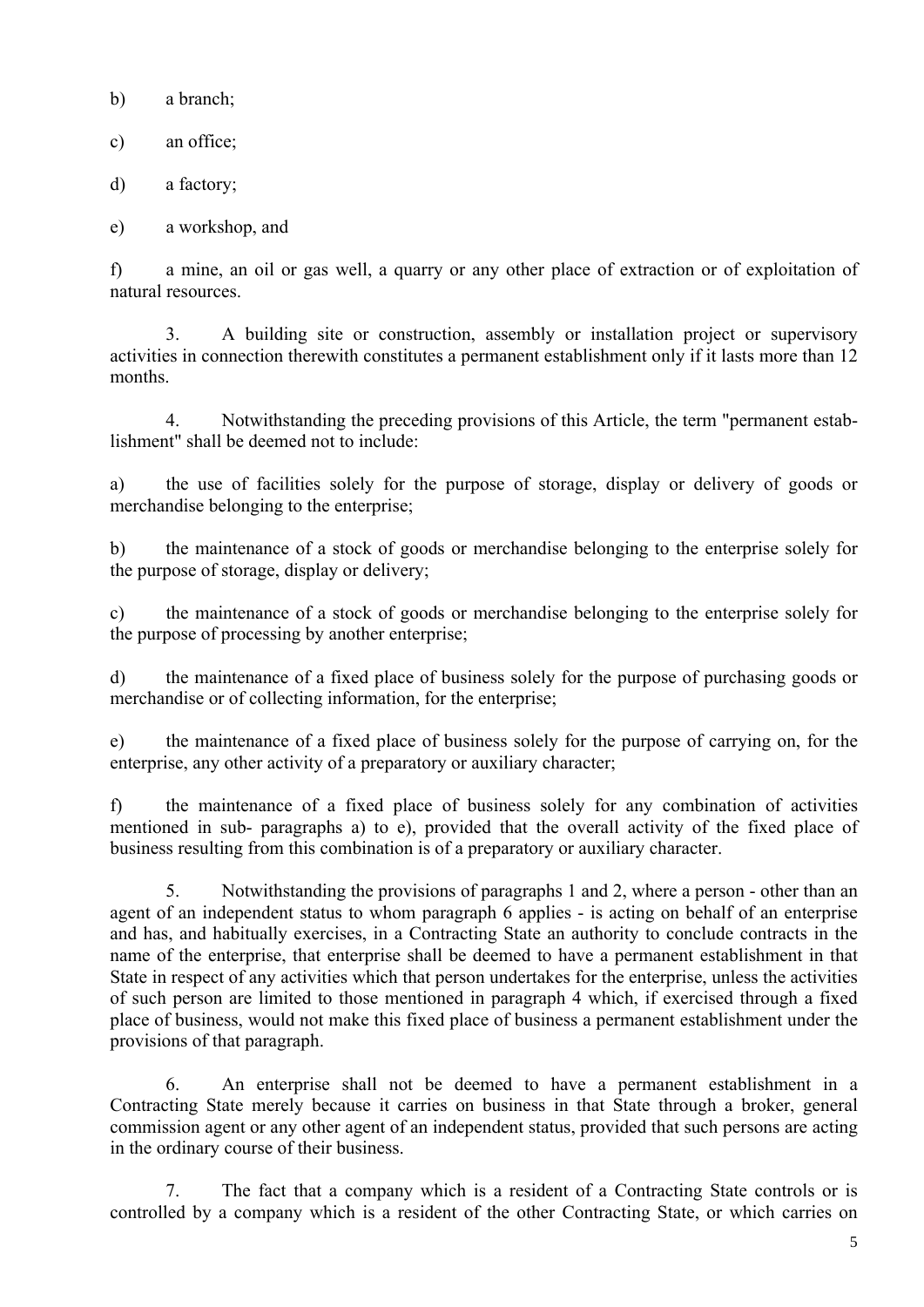b) a branch;

c) an office;

d) a factory;

e) a workshop, and

f) a mine, an oil or gas well, a quarry or any other place of extraction or of exploitation of natural resources.

3. A building site or construction, assembly or installation project or supervisory activities in connection therewith constitutes a permanent establishment only if it lasts more than 12 months.

4. Notwithstanding the preceding provisions of this Article, the term "permanent establishment" shall be deemed not to include:

a) the use of facilities solely for the purpose of storage, display or delivery of goods or merchandise belonging to the enterprise;

b) the maintenance of a stock of goods or merchandise belonging to the enterprise solely for the purpose of storage, display or delivery;

c) the maintenance of a stock of goods or merchandise belonging to the enterprise solely for the purpose of processing by another enterprise;

d) the maintenance of a fixed place of business solely for the purpose of purchasing goods or merchandise or of collecting information, for the enterprise;

e) the maintenance of a fixed place of business solely for the purpose of carrying on, for the enterprise, any other activity of a preparatory or auxiliary character;

f) the maintenance of a fixed place of business solely for any combination of activities mentioned in sub- paragraphs a) to e), provided that the overall activity of the fixed place of business resulting from this combination is of a preparatory or auxiliary character.

5. Notwithstanding the provisions of paragraphs 1 and 2, where a person - other than an agent of an independent status to whom paragraph 6 applies - is acting on behalf of an enterprise and has, and habitually exercises, in a Contracting State an authority to conclude contracts in the name of the enterprise, that enterprise shall be deemed to have a permanent establishment in that State in respect of any activities which that person undertakes for the enterprise, unless the activities of such person are limited to those mentioned in paragraph 4 which, if exercised through a fixed place of business, would not make this fixed place of business a permanent establishment under the provisions of that paragraph.

6. An enterprise shall not be deemed to have a permanent establishment in a Contracting State merely because it carries on business in that State through a broker, general commission agent or any other agent of an independent status, provided that such persons are acting in the ordinary course of their business.

7. The fact that a company which is a resident of a Contracting State controls or is controlled by a company which is a resident of the other Contracting State, or which carries on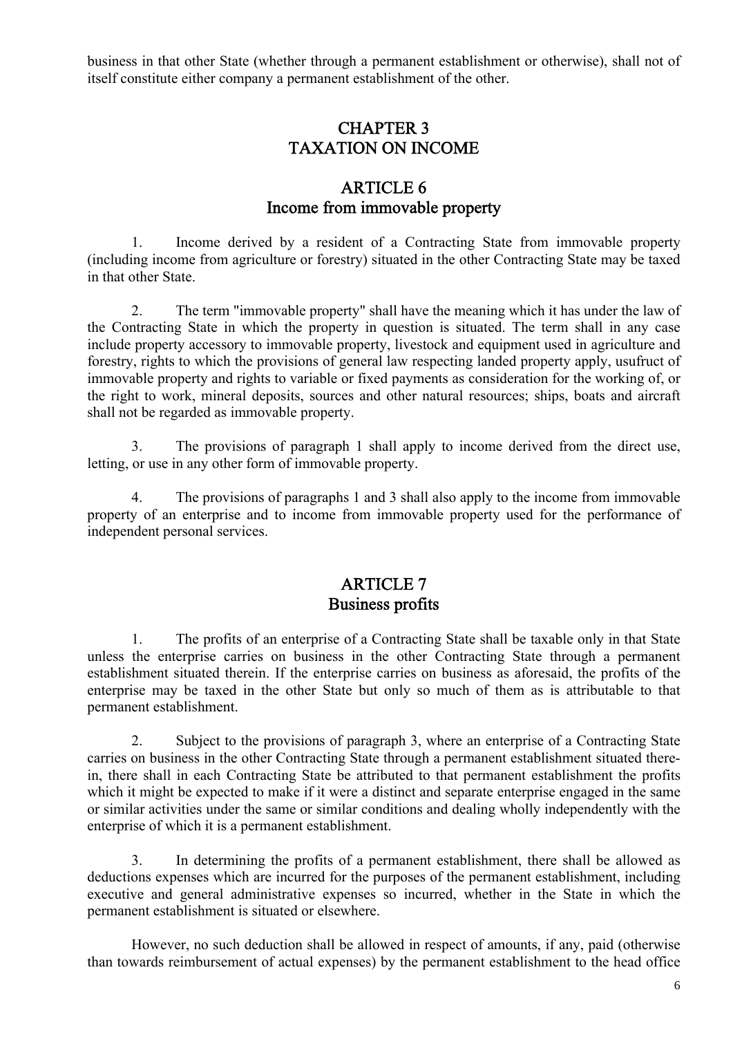business in that other State (whether through a permanent establishment or otherwise), shall not of itself constitute either company a permanent establishment of the other.

## CHAPTER 3
## TAXATION ON INCOME

### ARTICLE 6
### Income from immovable property

1. Income derived by a resident of a Contracting State from immovable property (including income from agriculture or forestry) situated in the other Contracting State may be taxed in that other State.

2. The term "immovable property" shall have the meaning which it has under the law of the Contracting State in which the property in question is situated. The term shall in any case include property accessory to immovable property, livestock and equipment used in agriculture and forestry, rights to which the provisions of general law respecting landed property apply, usufruct of immovable property and rights to variable or fixed payments as consideration for the working of, or the right to work, mineral deposits, sources and other natural resources; ships, boats and aircraft shall not be regarded as immovable property.

3. The provisions of paragraph 1 shall apply to income derived from the direct use, letting, or use in any other form of immovable property.

4. The provisions of paragraphs 1 and 3 shall also apply to the income from immovable property of an enterprise and to income from immovable property used for the performance of independent personal services.

### ARTICLE 7
### Business profits

1. The profits of an enterprise of a Contracting State shall be taxable only in that State unless the enterprise carries on business in the other Contracting State through a permanent establishment situated therein. If the enterprise carries on business as aforesaid, the profits of the enterprise may be taxed in the other State but only so much of them as is attributable to that permanent establishment.

2. Subject to the provisions of paragraph 3, where an enterprise of a Contracting State carries on business in the other Contracting State through a permanent establishment situated therein, there shall in each Contracting State be attributed to that permanent establishment the profits which it might be expected to make if it were a distinct and separate enterprise engaged in the same or similar activities under the same or similar conditions and dealing wholly independently with the enterprise of which it is a permanent establishment.

3. In determining the profits of a permanent establishment, there shall be allowed as deductions expenses which are incurred for the purposes of the permanent establishment, including executive and general administrative expenses so incurred, whether in the State in which the permanent establishment is situated or elsewhere.

However, no such deduction shall be allowed in respect of amounts, if any, paid (otherwise than towards reimbursement of actual expenses) by the permanent establishment to the head office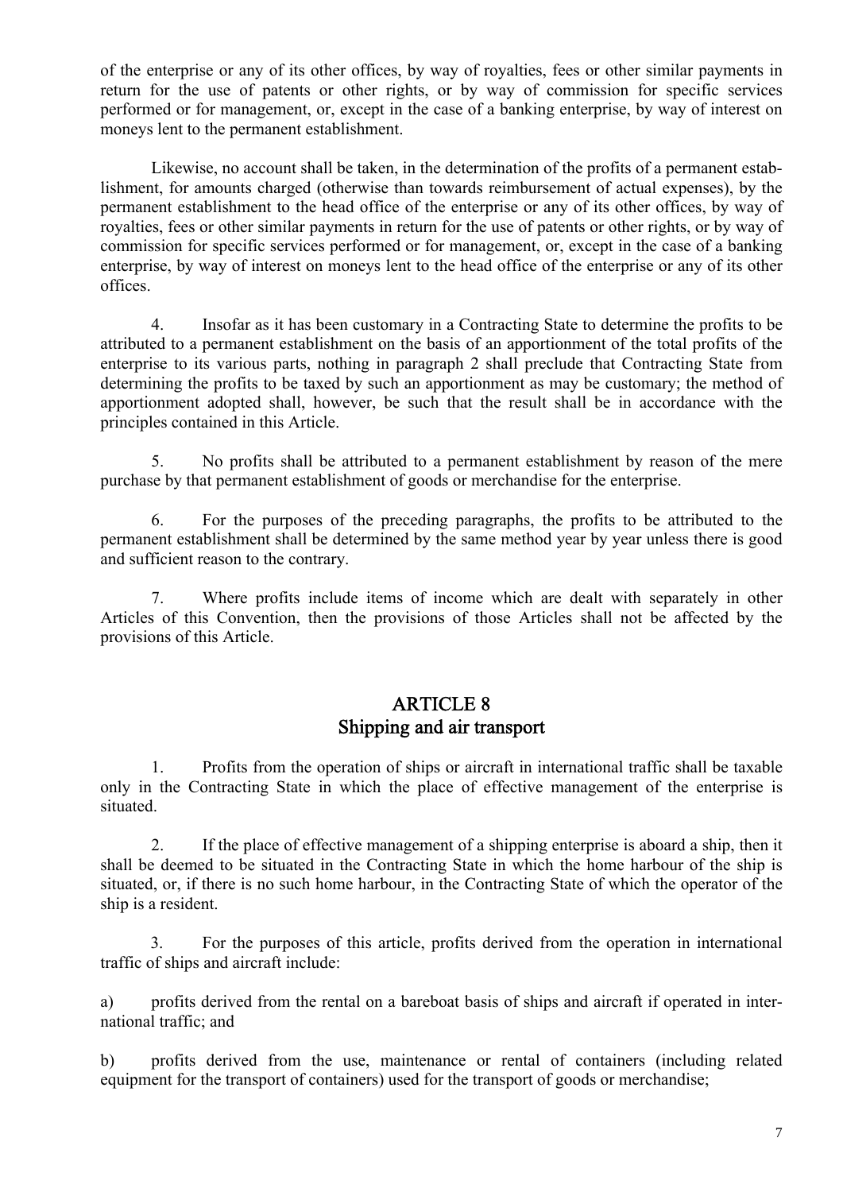of the enterprise or any of its other offices, by way of royalties, fees or other similar payments in return for the use of patents or other rights, or by way of commission for specific services performed or for management, or, except in the case of a banking enterprise, by way of interest on moneys lent to the permanent establishment.

Likewise, no account shall be taken, in the determination of the profits of a permanent establishment, for amounts charged (otherwise than towards reimbursement of actual expenses), by the permanent establishment to the head office of the enterprise or any of its other offices, by way of royalties, fees or other similar payments in return for the use of patents or other rights, or by way of commission for specific services performed or for management, or, except in the case of a banking enterprise, by way of interest on moneys lent to the head office of the enterprise or any of its other offices.

4. Insofar as it has been customary in a Contracting State to determine the profits to be attributed to a permanent establishment on the basis of an apportionment of the total profits of the enterprise to its various parts, nothing in paragraph 2 shall preclude that Contracting State from determining the profits to be taxed by such an apportionment as may be customary; the method of apportionment adopted shall, however, be such that the result shall be in accordance with the principles contained in this Article.

5. No profits shall be attributed to a permanent establishment by reason of the mere purchase by that permanent establishment of goods or merchandise for the enterprise.

6. For the purposes of the preceding paragraphs, the profits to be attributed to the permanent establishment shall be determined by the same method year by year unless there is good and sufficient reason to the contrary.

7. Where profits include items of income which are dealt with separately in other Articles of this Convention, then the provisions of those Articles shall not be affected by the provisions of this Article.

## ARTICLE 8
## Shipping and air transport

1. Profits from the operation of ships or aircraft in international traffic shall be taxable only in the Contracting State in which the place of effective management of the enterprise is situated.

2. If the place of effective management of a shipping enterprise is aboard a ship, then it shall be deemed to be situated in the Contracting State in which the home harbour of the ship is situated, or, if there is no such home harbour, in the Contracting State of which the operator of the ship is a resident.

3. For the purposes of this article, profits derived from the operation in international traffic of ships and aircraft include:

a) profits derived from the rental on a bareboat basis of ships and aircraft if operated in international traffic; and

b) profits derived from the use, maintenance or rental of containers (including related equipment for the transport of containers) used for the transport of goods or merchandise;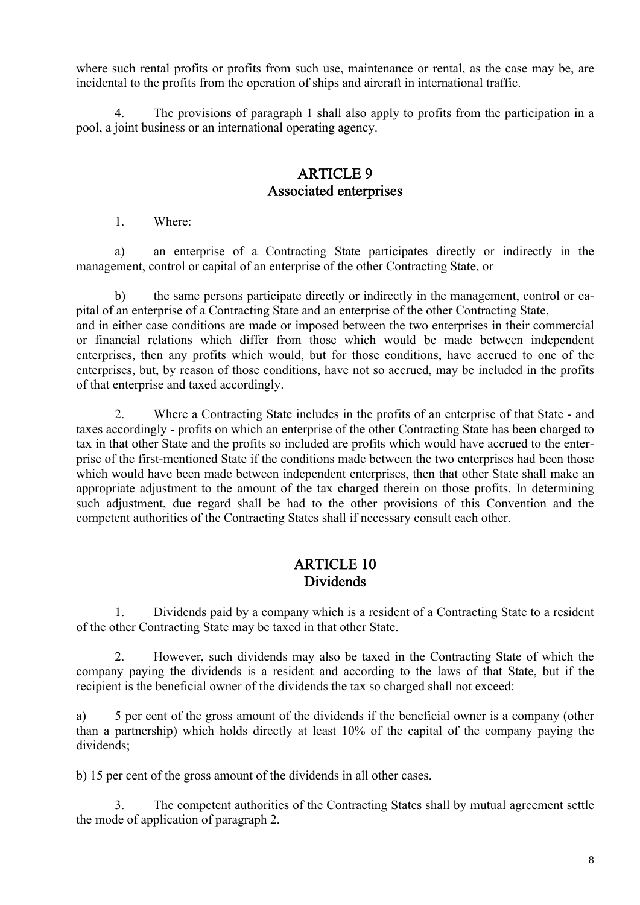where such rental profits or profits from such use, maintenance or rental, as the case may be, are incidental to the profits from the operation of ships and aircraft in international traffic.

4. The provisions of paragraph 1 shall also apply to profits from the participation in a pool, a joint business or an international operating agency.

## ARTICLE 9
## Associated enterprises

1. Where:

a) an enterprise of a Contracting State participates directly or indirectly in the management, control or capital of an enterprise of the other Contracting State, or

b) the same persons participate directly or indirectly in the management, control or capital of an enterprise of a Contracting State and an enterprise of the other Contracting State,

and in either case conditions are made or imposed between the two enterprises in their commercial or financial relations which differ from those which would be made between independent enterprises, then any profits which would, but for those conditions, have accrued to one of the enterprises, but, by reason of those conditions, have not so accrued, may be included in the profits of that enterprise and taxed accordingly.

2. Where a Contracting State includes in the profits of an enterprise of that State - and taxes accordingly - profits on which an enterprise of the other Contracting State has been charged to tax in that other State and the profits so included are profits which would have accrued to the enterprise of the first-mentioned State if the conditions made between the two enterprises had been those which would have been made between independent enterprises, then that other State shall make an appropriate adjustment to the amount of the tax charged therein on those profits. In determining such adjustment, due regard shall be had to the other provisions of this Convention and the competent authorities of the Contracting States shall if necessary consult each other.

## ARTICLE 10
## Dividends

1. Dividends paid by a company which is a resident of a Contracting State to a resident of the other Contracting State may be taxed in that other State.

2. However, such dividends may also be taxed in the Contracting State of which the company paying the dividends is a resident and according to the laws of that State, but if the recipient is the beneficial owner of the dividends the tax so charged shall not exceed:

a) 5 per cent of the gross amount of the dividends if the beneficial owner is a company (other than a partnership) which holds directly at least 10% of the capital of the company paying the dividends;

b) 15 per cent of the gross amount of the dividends in all other cases.

3. The competent authorities of the Contracting States shall by mutual agreement settle the mode of application of paragraph 2.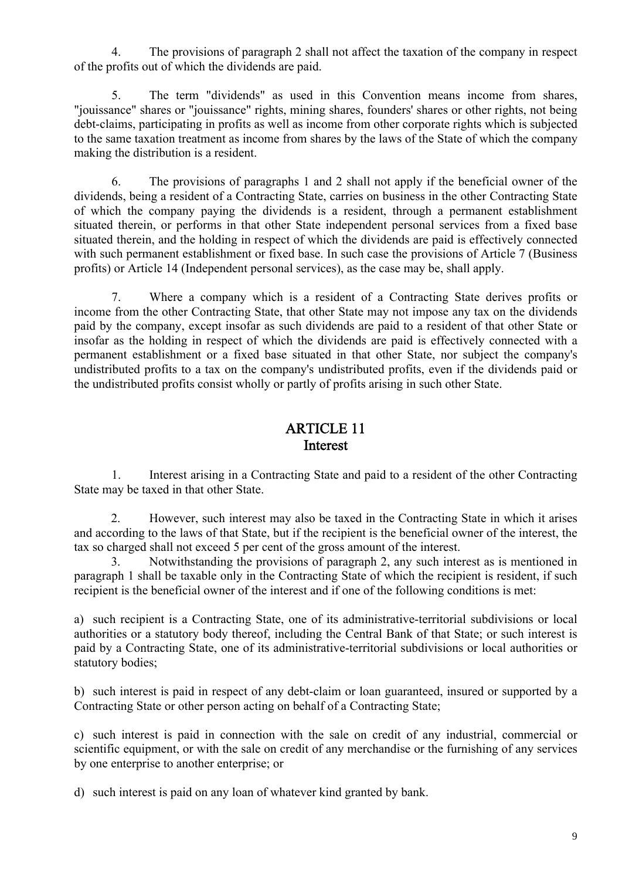4. The provisions of paragraph 2 shall not affect the taxation of the company in respect of the profits out of which the dividends are paid.

5. The term "dividends" as used in this Convention means income from shares, "jouissance" shares or "jouissance" rights, mining shares, founders' shares or other rights, not being debt-claims, participating in profits as well as income from other corporate rights which is subjected to the same taxation treatment as income from shares by the laws of the State of which the company making the distribution is a resident.

6. The provisions of paragraphs 1 and 2 shall not apply if the beneficial owner of the dividends, being a resident of a Contracting State, carries on business in the other Contracting State of which the company paying the dividends is a resident, through a permanent establishment situated therein, or performs in that other State independent personal services from a fixed base situated therein, and the holding in respect of which the dividends are paid is effectively connected with such permanent establishment or fixed base. In such case the provisions of Article 7 (Business profits) or Article 14 (Independent personal services), as the case may be, shall apply.

7. Where a company which is a resident of a Contracting State derives profits or income from the other Contracting State, that other State may not impose any tax on the dividends paid by the company, except insofar as such dividends are paid to a resident of that other State or insofar as the holding in respect of which the dividends are paid is effectively connected with a permanent establishment or a fixed base situated in that other State, nor subject the company's undistributed profits to a tax on the company's undistributed profits, even if the dividends paid or the undistributed profits consist wholly or partly of profits arising in such other State.

## ARTICLE 11
## Interest

1. Interest arising in a Contracting State and paid to a resident of the other Contracting State may be taxed in that other State.

2. However, such interest may also be taxed in the Contracting State in which it arises and according to the laws of that State, but if the recipient is the beneficial owner of the interest, the tax so charged shall not exceed 5 per cent of the gross amount of the interest.

3. Notwithstanding the provisions of paragraph 2, any such interest as is mentioned in paragraph 1 shall be taxable only in the Contracting State of which the recipient is resident, if such recipient is the beneficial owner of the interest and if one of the following conditions is met:

a) such recipient is a Contracting State, one of its administrative-territorial subdivisions or local authorities or a statutory body thereof, including the Central Bank of that State; or such interest is paid by a Contracting State, one of its administrative-territorial subdivisions or local authorities or statutory bodies;

b) such interest is paid in respect of any debt-claim or loan guaranteed, insured or supported by a Contracting State or other person acting on behalf of a Contracting State;

c) such interest is paid in connection with the sale on credit of any industrial, commercial or scientific equipment, or with the sale on credit of any merchandise or the furnishing of any services by one enterprise to another enterprise; or

d) such interest is paid on any loan of whatever kind granted by bank.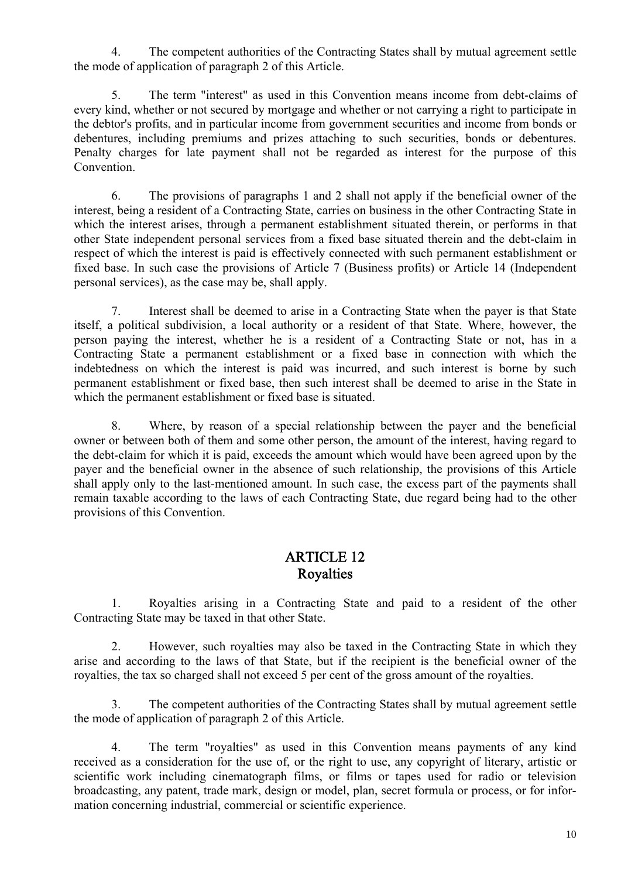4. The competent authorities of the Contracting States shall by mutual agreement settle the mode of application of paragraph 2 of this Article.

5. The term "interest" as used in this Convention means income from debt-claims of every kind, whether or not secured by mortgage and whether or not carrying a right to participate in the debtor's profits, and in particular income from government securities and income from bonds or debentures, including premiums and prizes attaching to such securities, bonds or debentures. Penalty charges for late payment shall not be regarded as interest for the purpose of this Convention.

6. The provisions of paragraphs 1 and 2 shall not apply if the beneficial owner of the interest, being a resident of a Contracting State, carries on business in the other Contracting State in which the interest arises, through a permanent establishment situated therein, or performs in that other State independent personal services from a fixed base situated therein and the debt-claim in respect of which the interest is paid is effectively connected with such permanent establishment or fixed base. In such case the provisions of Article 7 (Business profits) or Article 14 (Independent personal services), as the case may be, shall apply.

7. Interest shall be deemed to arise in a Contracting State when the payer is that State itself, a political subdivision, a local authority or a resident of that State. Where, however, the person paying the interest, whether he is a resident of a Contracting State or not, has in a Contracting State a permanent establishment or a fixed base in connection with which the indebtedness on which the interest is paid was incurred, and such interest is borne by such permanent establishment or fixed base, then such interest shall be deemed to arise in the State in which the permanent establishment or fixed base is situated.

8. Where, by reason of a special relationship between the payer and the beneficial owner or between both of them and some other person, the amount of the interest, having regard to the debt-claim for which it is paid, exceeds the amount which would have been agreed upon by the payer and the beneficial owner in the absence of such relationship, the provisions of this Article shall apply only to the last-mentioned amount. In such case, the excess part of the payments shall remain taxable according to the laws of each Contracting State, due regard being had to the other provisions of this Convention.

## ARTICLE 12
## Royalties

1. Royalties arising in a Contracting State and paid to a resident of the other Contracting State may be taxed in that other State.

2. However, such royalties may also be taxed in the Contracting State in which they arise and according to the laws of that State, but if the recipient is the beneficial owner of the royalties, the tax so charged shall not exceed 5 per cent of the gross amount of the royalties.

3. The competent authorities of the Contracting States shall by mutual agreement settle the mode of application of paragraph 2 of this Article.

4. The term "royalties" as used in this Convention means payments of any kind received as a consideration for the use of, or the right to use, any copyright of literary, artistic or scientific work including cinematograph films, or films or tapes used for radio or television broadcasting, any patent, trade mark, design or model, plan, secret formula or process, or for information concerning industrial, commercial or scientific experience.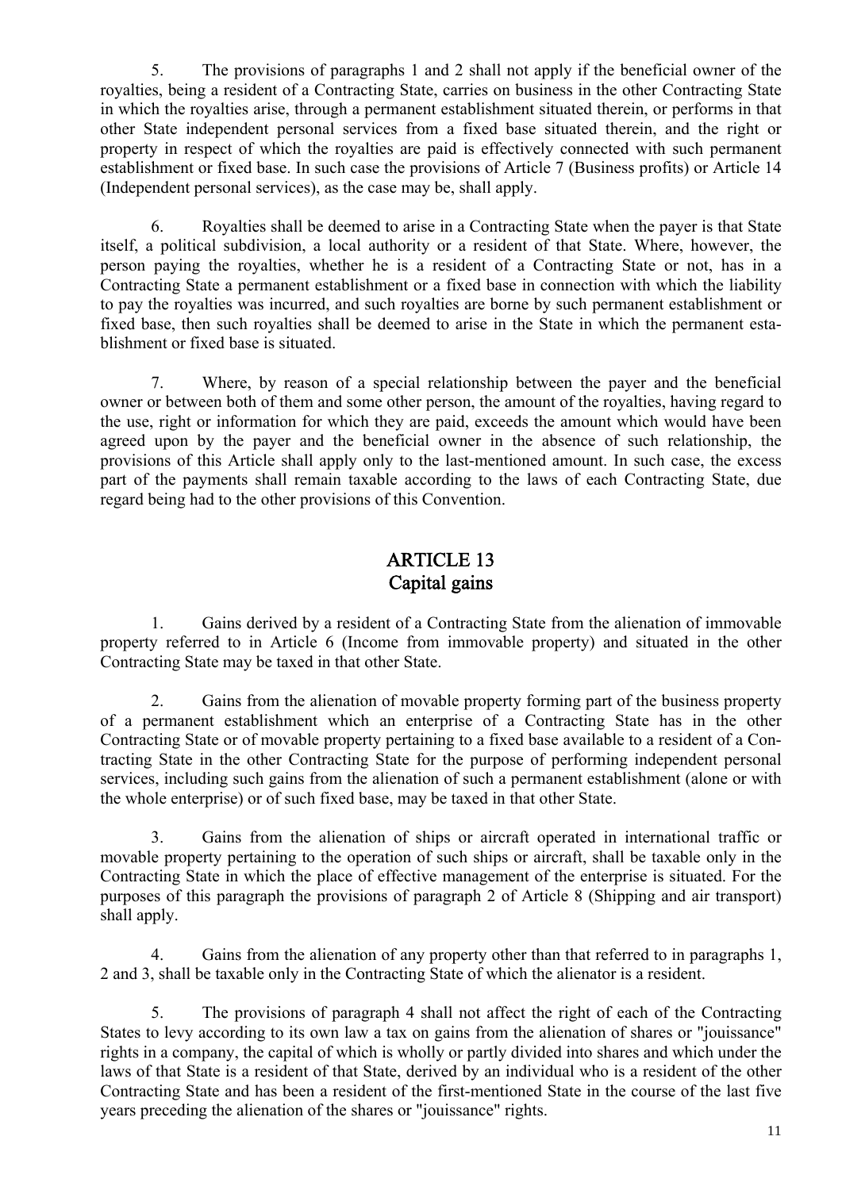5. The provisions of paragraphs 1 and 2 shall not apply if the beneficial owner of the royalties, being a resident of a Contracting State, carries on business in the other Contracting State in which the royalties arise, through a permanent establishment situated therein, or performs in that other State independent personal services from a fixed base situated therein, and the right or property in respect of which the royalties are paid is effectively connected with such permanent establishment or fixed base. In such case the provisions of Article 7 (Business profits) or Article 14 (Independent personal services), as the case may be, shall apply.

6. Royalties shall be deemed to arise in a Contracting State when the payer is that State itself, a political subdivision, a local authority or a resident of that State. Where, however, the person paying the royalties, whether he is a resident of a Contracting State or not, has in a Contracting State a permanent establishment or a fixed base in connection with which the liability to pay the royalties was incurred, and such royalties are borne by such permanent establishment or fixed base, then such royalties shall be deemed to arise in the State in which the permanent establishment or fixed base is situated.

7. Where, by reason of a special relationship between the payer and the beneficial owner or between both of them and some other person, the amount of the royalties, having regard to the use, right or information for which they are paid, exceeds the amount which would have been agreed upon by the payer and the beneficial owner in the absence of such relationship, the provisions of this Article shall apply only to the last-mentioned amount. In such case, the excess part of the payments shall remain taxable according to the laws of each Contracting State, due regard being had to the other provisions of this Convention.

## ARTICLE 13
## Capital gains

1. Gains derived by a resident of a Contracting State from the alienation of immovable property referred to in Article 6 (Income from immovable property) and situated in the other Contracting State may be taxed in that other State.

2. Gains from the alienation of movable property forming part of the business property of a permanent establishment which an enterprise of a Contracting State has in the other Contracting State or of movable property pertaining to a fixed base available to a resident of a Contracting State in the other Contracting State for the purpose of performing independent personal services, including such gains from the alienation of such a permanent establishment (alone or with the whole enterprise) or of such fixed base, may be taxed in that other State.

3. Gains from the alienation of ships or aircraft operated in international traffic or movable property pertaining to the operation of such ships or aircraft, shall be taxable only in the Contracting State in which the place of effective management of the enterprise is situated. For the purposes of this paragraph the provisions of paragraph 2 of Article 8 (Shipping and air transport) shall apply.

4. Gains from the alienation of any property other than that referred to in paragraphs 1, 2 and 3, shall be taxable only in the Contracting State of which the alienator is a resident.

5. The provisions of paragraph 4 shall not affect the right of each of the Contracting States to levy according to its own law a tax on gains from the alienation of shares or "jouissance" rights in a company, the capital of which is wholly or partly divided into shares and which under the laws of that State is a resident of that State, derived by an individual who is a resident of the other Contracting State and has been a resident of the first-mentioned State in the course of the last five years preceding the alienation of the shares or "jouissance" rights.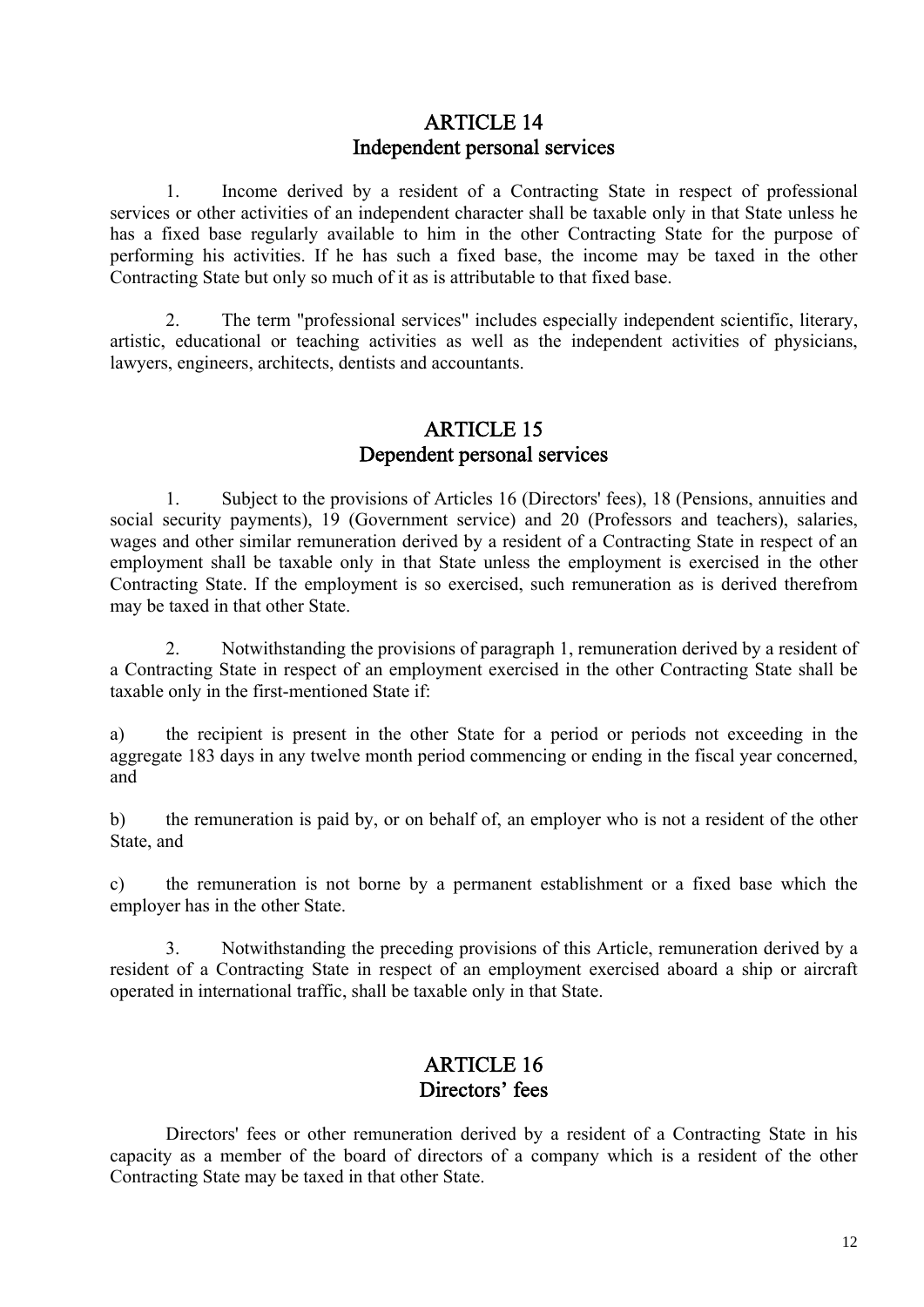## ARTICLE 14
## Independent personal services

1. Income derived by a resident of a Contracting State in respect of professional services or other activities of an independent character shall be taxable only in that State unless he has a fixed base regularly available to him in the other Contracting State for the purpose of performing his activities. If he has such a fixed base, the income may be taxed in the other Contracting State but only so much of it as is attributable to that fixed base.

2. The term "professional services" includes especially independent scientific, literary, artistic, educational or teaching activities as well as the independent activities of physicians, lawyers, engineers, architects, dentists and accountants.

## ARTICLE 15
## Dependent personal services

1. Subject to the provisions of Articles 16 (Directors' fees), 18 (Pensions, annuities and social security payments), 19 (Government service) and 20 (Professors and teachers), salaries, wages and other similar remuneration derived by a resident of a Contracting State in respect of an employment shall be taxable only in that State unless the employment is exercised in the other Contracting State. If the employment is so exercised, such remuneration as is derived therefrom may be taxed in that other State.

2. Notwithstanding the provisions of paragraph 1, remuneration derived by a resident of a Contracting State in respect of an employment exercised in the other Contracting State shall be taxable only in the first-mentioned State if:

a) the recipient is present in the other State for a period or periods not exceeding in the aggregate 183 days in any twelve month period commencing or ending in the fiscal year concerned, and

b) the remuneration is paid by, or on behalf of, an employer who is not a resident of the other State, and

c) the remuneration is not borne by a permanent establishment or a fixed base which the employer has in the other State.

3. Notwithstanding the preceding provisions of this Article, remuneration derived by a resident of a Contracting State in respect of an employment exercised aboard a ship or aircraft operated in international traffic, shall be taxable only in that State.

## ARTICLE 16
## Directors' fees

Directors' fees or other remuneration derived by a resident of a Contracting State in his capacity as a member of the board of directors of a company which is a resident of the other Contracting State may be taxed in that other State.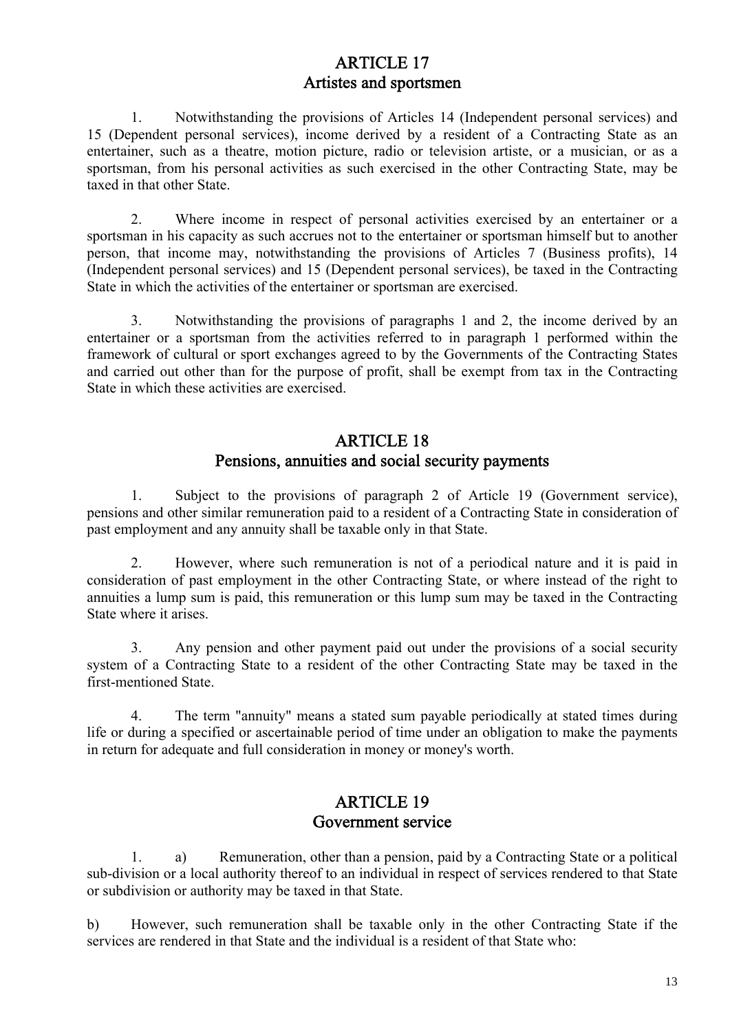## ARTICLE 17
## Artistes and sportsmen

1. Notwithstanding the provisions of Articles 14 (Independent personal services) and 15 (Dependent personal services), income derived by a resident of a Contracting State as an entertainer, such as a theatre, motion picture, radio or television artiste, or a musician, or as a sportsman, from his personal activities as such exercised in the other Contracting State, may be taxed in that other State.

2. Where income in respect of personal activities exercised by an entertainer or a sportsman in his capacity as such accrues not to the entertainer or sportsman himself but to another person, that income may, notwithstanding the provisions of Articles 7 (Business profits), 14 (Independent personal services) and 15 (Dependent personal services), be taxed in the Contracting State in which the activities of the entertainer or sportsman are exercised.

3. Notwithstanding the provisions of paragraphs 1 and 2, the income derived by an entertainer or a sportsman from the activities referred to in paragraph 1 performed within the framework of cultural or sport exchanges agreed to by the Governments of the Contracting States and carried out other than for the purpose of profit, shall be exempt from tax in the Contracting State in which these activities are exercised.

## ARTICLE 18
## Pensions, annuities and social security payments

1. Subject to the provisions of paragraph 2 of Article 19 (Government service), pensions and other similar remuneration paid to a resident of a Contracting State in consideration of past employment and any annuity shall be taxable only in that State.

2. However, where such remuneration is not of a periodical nature and it is paid in consideration of past employment in the other Contracting State, or where instead of the right to annuities a lump sum is paid, this remuneration or this lump sum may be taxed in the Contracting State where it arises.

3. Any pension and other payment paid out under the provisions of a social security system of a Contracting State to a resident of the other Contracting State may be taxed in the first-mentioned State.

4. The term "annuity" means a stated sum payable periodically at stated times during life or during a specified or ascertainable period of time under an obligation to make the payments in return for adequate and full consideration in money or money's worth.

## ARTICLE 19
## Government service

1. a) Remuneration, other than a pension, paid by a Contracting State or a political sub-division or a local authority thereof to an individual in respect of services rendered to that State or subdivision or authority may be taxed in that State.

b) However, such remuneration shall be taxable only in the other Contracting State if the services are rendered in that State and the individual is a resident of that State who: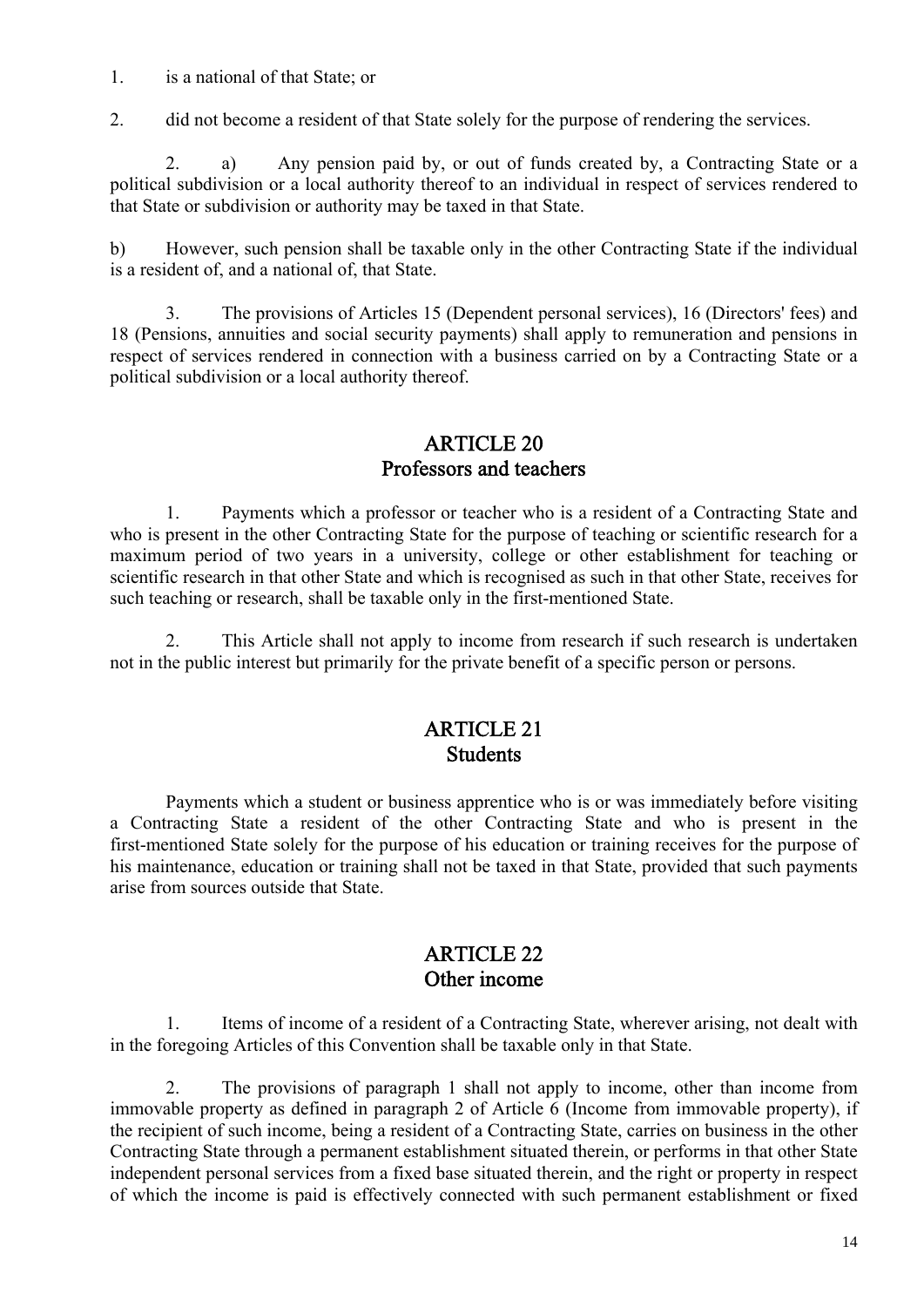1. is a national of that State; or

2. did not become a resident of that State solely for the purpose of rendering the services.

2. a) Any pension paid by, or out of funds created by, a Contracting State or a political subdivision or a local authority thereof to an individual in respect of services rendered to that State or subdivision or authority may be taxed in that State.

b) However, such pension shall be taxable only in the other Contracting State if the individual is a resident of, and a national of, that State.

3. The provisions of Articles 15 (Dependent personal services), 16 (Directors' fees) and 18 (Pensions, annuities and social security payments) shall apply to remuneration and pensions in respect of services rendered in connection with a business carried on by a Contracting State or a political subdivision or a local authority thereof.

## ARTICLE 20
## Professors and teachers

1. Payments which a professor or teacher who is a resident of a Contracting State and who is present in the other Contracting State for the purpose of teaching or scientific research for a maximum period of two years in a university, college or other establishment for teaching or scientific research in that other State and which is recognised as such in that other State, receives for such teaching or research, shall be taxable only in the first-mentioned State.

2. This Article shall not apply to income from research if such research is undertaken not in the public interest but primarily for the private benefit of a specific person or persons.

## ARTICLE 21
## Students

Payments which a student or business apprentice who is or was immediately before visiting a Contracting State a resident of the other Contracting State and who is present in the first-mentioned State solely for the purpose of his education or training receives for the purpose of his maintenance, education or training shall not be taxed in that State, provided that such payments arise from sources outside that State.

## ARTICLE 22
## Other income

1. Items of income of a resident of a Contracting State, wherever arising, not dealt with in the foregoing Articles of this Convention shall be taxable only in that State.

2. The provisions of paragraph 1 shall not apply to income, other than income from immovable property as defined in paragraph 2 of Article 6 (Income from immovable property), if the recipient of such income, being a resident of a Contracting State, carries on business in the other Contracting State through a permanent establishment situated therein, or performs in that other State independent personal services from a fixed base situated therein, and the right or property in respect of which the income is paid is effectively connected with such permanent establishment or fixed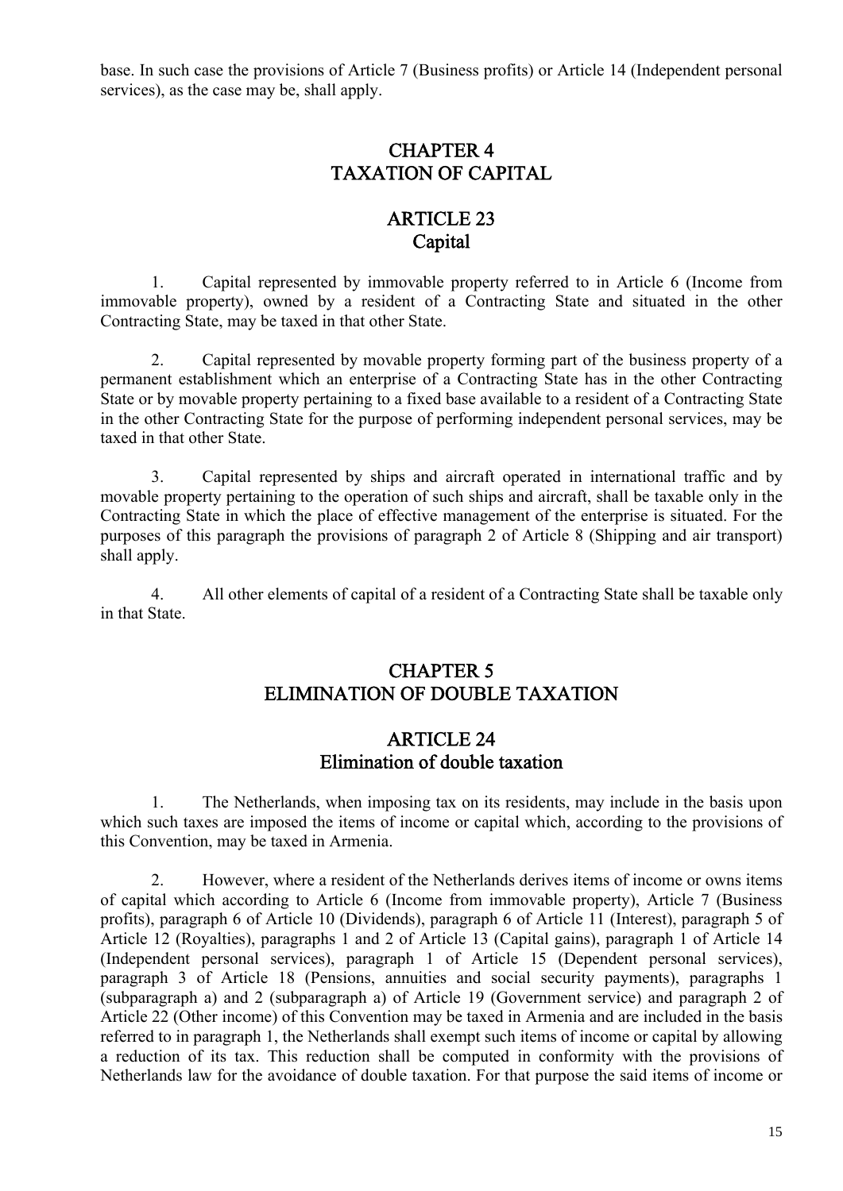base. In such case the provisions of Article 7 (Business profits) or Article 14 (Independent personal services), as the case may be, shall apply.

## CHAPTER 4
## TAXATION OF CAPITAL

### ARTICLE 23
### Capital

1. Capital represented by immovable property referred to in Article 6 (Income from immovable property), owned by a resident of a Contracting State and situated in the other Contracting State, may be taxed in that other State.

2. Capital represented by movable property forming part of the business property of a permanent establishment which an enterprise of a Contracting State has in the other Contracting State or by movable property pertaining to a fixed base available to a resident of a Contracting State in the other Contracting State for the purpose of performing independent personal services, may be taxed in that other State.

3. Capital represented by ships and aircraft operated in international traffic and by movable property pertaining to the operation of such ships and aircraft, shall be taxable only in the Contracting State in which the place of effective management of the enterprise is situated. For the purposes of this paragraph the provisions of paragraph 2 of Article 8 (Shipping and air transport) shall apply.

4. All other elements of capital of a resident of a Contracting State shall be taxable only in that State.

## CHAPTER 5
## ELIMINATION OF DOUBLE TAXATION

### ARTICLE 24
### Elimination of double taxation

1. The Netherlands, when imposing tax on its residents, may include in the basis upon which such taxes are imposed the items of income or capital which, according to the provisions of this Convention, may be taxed in Armenia.

2. However, where a resident of the Netherlands derives items of income or owns items of capital which according to Article 6 (Income from immovable property), Article 7 (Business profits), paragraph 6 of Article 10 (Dividends), paragraph 6 of Article 11 (Interest), paragraph 5 of Article 12 (Royalties), paragraphs 1 and 2 of Article 13 (Capital gains), paragraph 1 of Article 14 (Independent personal services), paragraph 1 of Article 15 (Dependent personal services), paragraph 3 of Article 18 (Pensions, annuities and social security payments), paragraphs 1 (subparagraph a) and 2 (subparagraph a) of Article 19 (Government service) and paragraph 2 of Article 22 (Other income) of this Convention may be taxed in Armenia and are included in the basis referred to in paragraph 1, the Netherlands shall exempt such items of income or capital by allowing a reduction of its tax. This reduction shall be computed in conformity with the provisions of Netherlands law for the avoidance of double taxation. For that purpose the said items of income or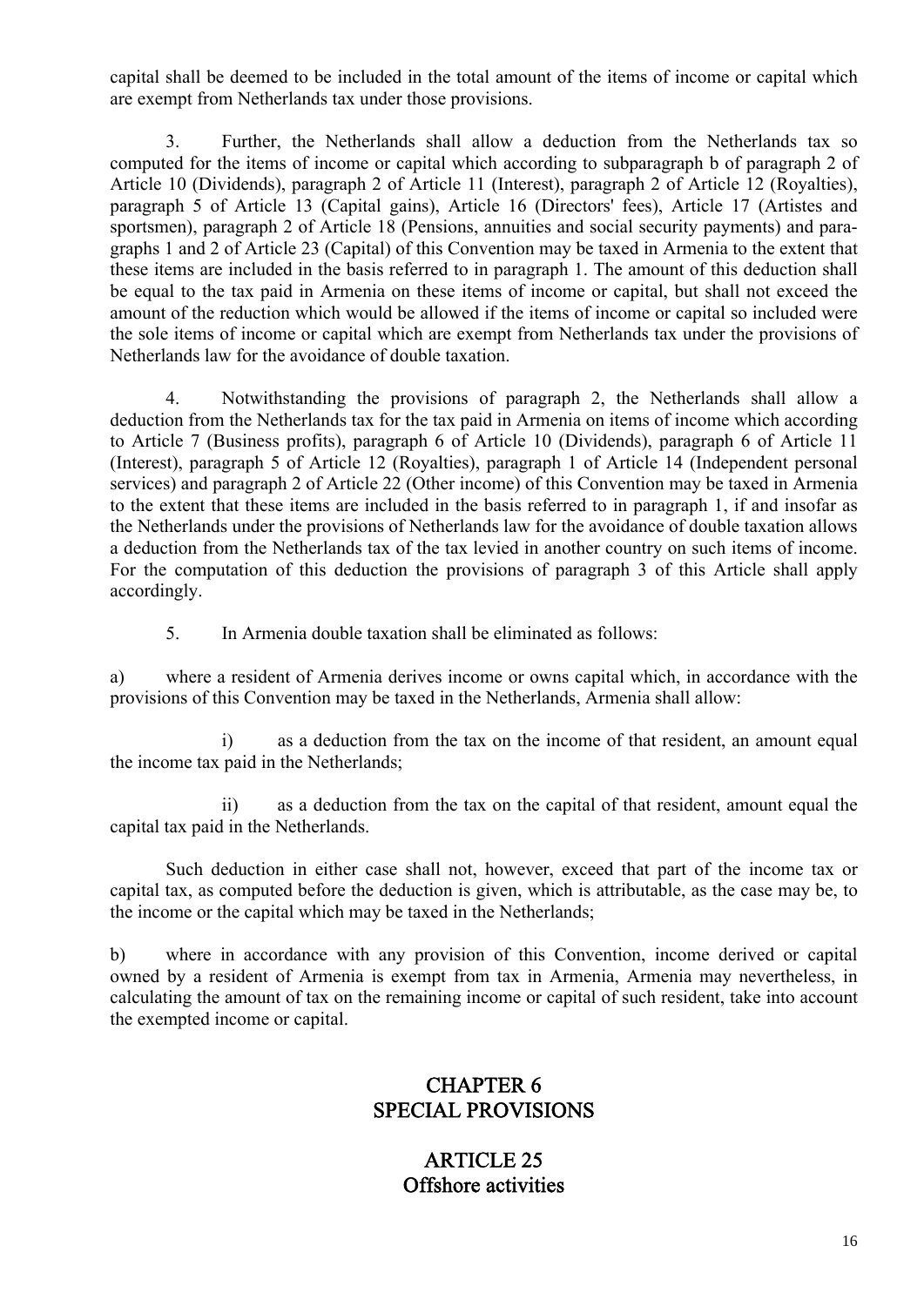capital shall be deemed to be included in the total amount of the items of income or capital which are exempt from Netherlands tax under those provisions.

3. Further, the Netherlands shall allow a deduction from the Netherlands tax so computed for the items of income or capital which according to subparagraph b of paragraph 2 of Article 10 (Dividends), paragraph 2 of Article 11 (Interest), paragraph 2 of Article 12 (Royalties), paragraph 5 of Article 13 (Capital gains), Article 16 (Directors' fees), Article 17 (Artistes and sportsmen), paragraph 2 of Article 18 (Pensions, annuities and social security payments) and paragraphs 1 and 2 of Article 23 (Capital) of this Convention may be taxed in Armenia to the extent that these items are included in the basis referred to in paragraph 1. The amount of this deduction shall be equal to the tax paid in Armenia on these items of income or capital, but shall not exceed the amount of the reduction which would be allowed if the items of income or capital so included were the sole items of income or capital which are exempt from Netherlands tax under the provisions of Netherlands law for the avoidance of double taxation.

4. Notwithstanding the provisions of paragraph 2, the Netherlands shall allow a deduction from the Netherlands tax for the tax paid in Armenia on items of income which according to Article 7 (Business profits), paragraph 6 of Article 10 (Dividends), paragraph 6 of Article 11 (Interest), paragraph 5 of Article 12 (Royalties), paragraph 1 of Article 14 (Independent personal services) and paragraph 2 of Article 22 (Other income) of this Convention may be taxed in Armenia to the extent that these items are included in the basis referred to in paragraph 1, if and insofar as the Netherlands under the provisions of Netherlands law for the avoidance of double taxation allows a deduction from the Netherlands tax of the tax levied in another country on such items of income. For the computation of this deduction the provisions of paragraph 3 of this Article shall apply accordingly.

5. In Armenia double taxation shall be eliminated as follows:

a) where a resident of Armenia derives income or owns capital which, in accordance with the provisions of this Convention may be taxed in the Netherlands, Armenia shall allow:

i) as a deduction from the tax on the income of that resident, an amount equal the income tax paid in the Netherlands;

ii) as a deduction from the tax on the capital of that resident, amount equal the capital tax paid in the Netherlands.

Such deduction in either case shall not, however, exceed that part of the income tax or capital tax, as computed before the deduction is given, which is attributable, as the case may be, to the income or the capital which may be taxed in the Netherlands;

b) where in accordance with any provision of this Convention, income derived or capital owned by a resident of Armenia is exempt from tax in Armenia, Armenia may nevertheless, in calculating the amount of tax on the remaining income or capital of such resident, take into account the exempted income or capital.

## CHAPTER 6
## SPECIAL PROVISIONS

### ARTICLE 25
### Offshore activities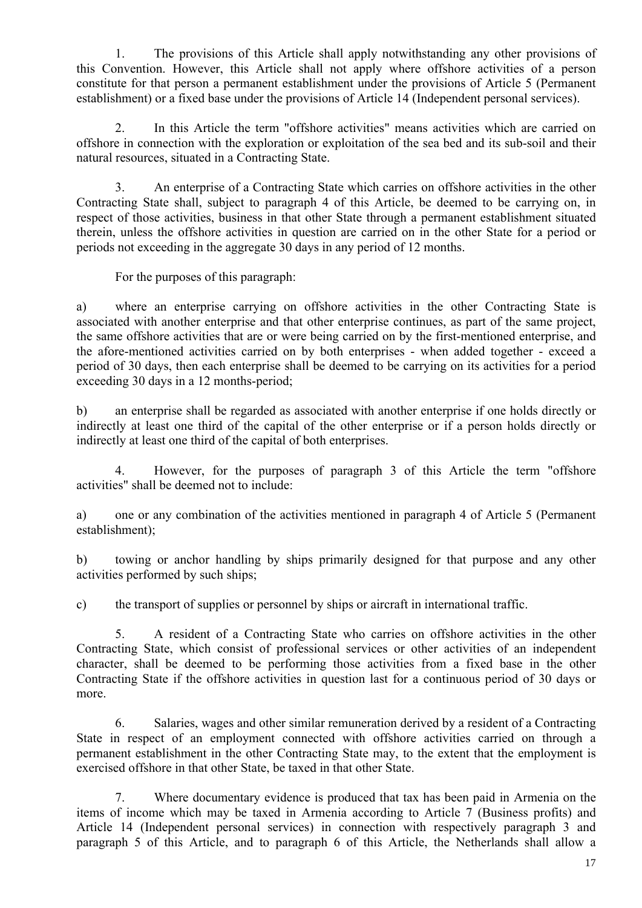1. The provisions of this Article shall apply notwithstanding any other provisions of this Convention. However, this Article shall not apply where offshore activities of a person constitute for that person a permanent establishment under the provisions of Article 5 (Permanent establishment) or a fixed base under the provisions of Article 14 (Independent personal services).

2. In this Article the term "offshore activities" means activities which are carried on offshore in connection with the exploration or exploitation of the sea bed and its sub-soil and their natural resources, situated in a Contracting State.

3. An enterprise of a Contracting State which carries on offshore activities in the other Contracting State shall, subject to paragraph 4 of this Article, be deemed to be carrying on, in respect of those activities, business in that other State through a permanent establishment situated therein, unless the offshore activities in question are carried on in the other State for a period or periods not exceeding in the aggregate 30 days in any period of 12 months.

For the purposes of this paragraph:

a) where an enterprise carrying on offshore activities in the other Contracting State is associated with another enterprise and that other enterprise continues, as part of the same project, the same offshore activities that are or were being carried on by the first-mentioned enterprise, and the afore-mentioned activities carried on by both enterprises - when added together - exceed a period of 30 days, then each enterprise shall be deemed to be carrying on its activities for a period exceeding 30 days in a 12 months-period;

b) an enterprise shall be regarded as associated with another enterprise if one holds directly or indirectly at least one third of the capital of the other enterprise or if a person holds directly or indirectly at least one third of the capital of both enterprises.

4. However, for the purposes of paragraph 3 of this Article the term "offshore activities" shall be deemed not to include:

a) one or any combination of the activities mentioned in paragraph 4 of Article 5 (Permanent establishment);

b) towing or anchor handling by ships primarily designed for that purpose and any other activities performed by such ships;

c) the transport of supplies or personnel by ships or aircraft in international traffic.

5. A resident of a Contracting State who carries on offshore activities in the other Contracting State, which consist of professional services or other activities of an independent character, shall be deemed to be performing those activities from a fixed base in the other Contracting State if the offshore activities in question last for a continuous period of 30 days or more.

6. Salaries, wages and other similar remuneration derived by a resident of a Contracting State in respect of an employment connected with offshore activities carried on through a permanent establishment in the other Contracting State may, to the extent that the employment is exercised offshore in that other State, be taxed in that other State.

7. Where documentary evidence is produced that tax has been paid in Armenia on the items of income which may be taxed in Armenia according to Article 7 (Business profits) and Article 14 (Independent personal services) in connection with respectively paragraph 3 and paragraph 5 of this Article, and to paragraph 6 of this Article, the Netherlands shall allow a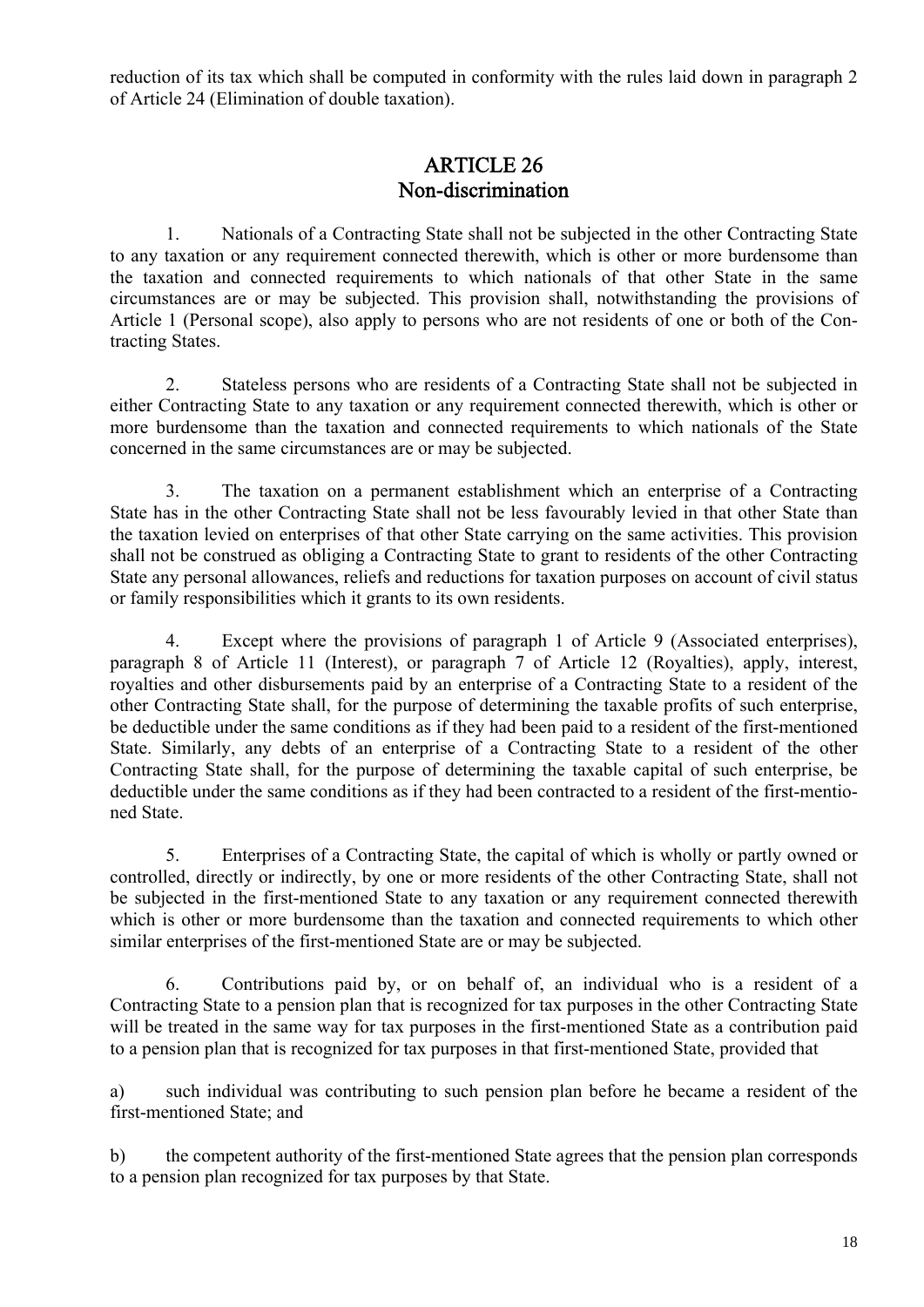reduction of its tax which shall be computed in conformity with the rules laid down in paragraph 2 of Article 24 (Elimination of double taxation).

## ARTICLE 26
## Non-discrimination

1. Nationals of a Contracting State shall not be subjected in the other Contracting State to any taxation or any requirement connected therewith, which is other or more burdensome than the taxation and connected requirements to which nationals of that other State in the same circumstances are or may be subjected. This provision shall, notwithstanding the provisions of Article 1 (Personal scope), also apply to persons who are not residents of one or both of the Contracting States.

2. Stateless persons who are residents of a Contracting State shall not be subjected in either Contracting State to any taxation or any requirement connected therewith, which is other or more burdensome than the taxation and connected requirements to which nationals of the State concerned in the same circumstances are or may be subjected.

3. The taxation on a permanent establishment which an enterprise of a Contracting State has in the other Contracting State shall not be less favourably levied in that other State than the taxation levied on enterprises of that other State carrying on the same activities. This provision shall not be construed as obliging a Contracting State to grant to residents of the other Contracting State any personal allowances, reliefs and reductions for taxation purposes on account of civil status or family responsibilities which it grants to its own residents.

4. Except where the provisions of paragraph 1 of Article 9 (Associated enterprises), paragraph 8 of Article 11 (Interest), or paragraph 7 of Article 12 (Royalties), apply, interest, royalties and other disbursements paid by an enterprise of a Contracting State to a resident of the other Contracting State shall, for the purpose of determining the taxable profits of such enterprise, be deductible under the same conditions as if they had been paid to a resident of the first-mentioned State. Similarly, any debts of an enterprise of a Contracting State to a resident of the other Contracting State shall, for the purpose of determining the taxable capital of such enterprise, be deductible under the same conditions as if they had been contracted to a resident of the first-mentioned State.

5. Enterprises of a Contracting State, the capital of which is wholly or partly owned or controlled, directly or indirectly, by one or more residents of the other Contracting State, shall not be subjected in the first-mentioned State to any taxation or any requirement connected therewith which is other or more burdensome than the taxation and connected requirements to which other similar enterprises of the first-mentioned State are or may be subjected.

6. Contributions paid by, or on behalf of, an individual who is a resident of a Contracting State to a pension plan that is recognized for tax purposes in the other Contracting State will be treated in the same way for tax purposes in the first-mentioned State as a contribution paid to a pension plan that is recognized for tax purposes in that first-mentioned State, provided that

a) such individual was contributing to such pension plan before he became a resident of the first-mentioned State; and

b) the competent authority of the first-mentioned State agrees that the pension plan corresponds to a pension plan recognized for tax purposes by that State.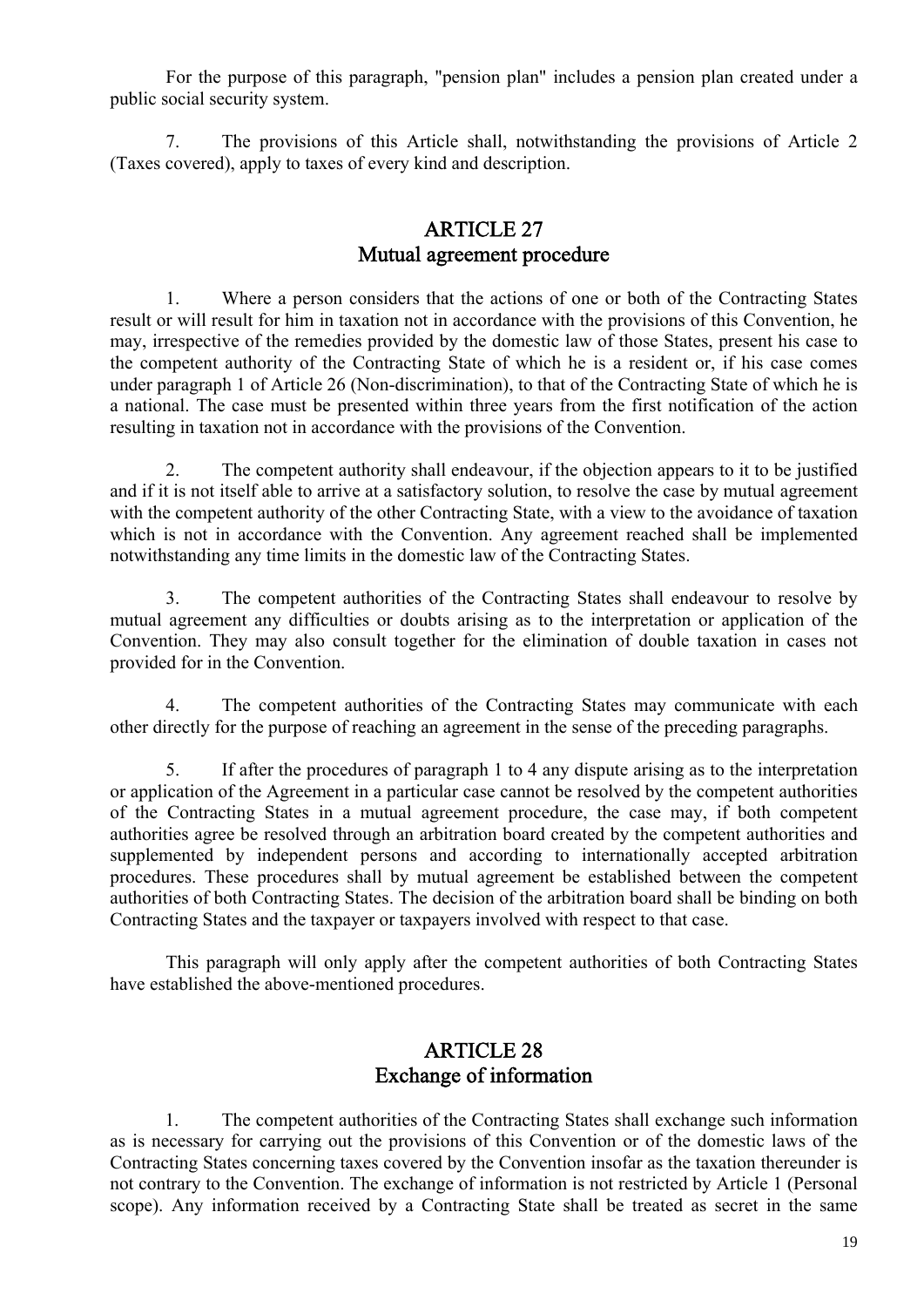For the purpose of this paragraph, "pension plan" includes a pension plan created under a public social security system.

7. The provisions of this Article shall, notwithstanding the provisions of Article 2 (Taxes covered), apply to taxes of every kind and description.

## ARTICLE 27
## Mutual agreement procedure

1. Where a person considers that the actions of one or both of the Contracting States result or will result for him in taxation not in accordance with the provisions of this Convention, he may, irrespective of the remedies provided by the domestic law of those States, present his case to the competent authority of the Contracting State of which he is a resident or, if his case comes under paragraph 1 of Article 26 (Non-discrimination), to that of the Contracting State of which he is a national. The case must be presented within three years from the first notification of the action resulting in taxation not in accordance with the provisions of the Convention.

2. The competent authority shall endeavour, if the objection appears to it to be justified and if it is not itself able to arrive at a satisfactory solution, to resolve the case by mutual agreement with the competent authority of the other Contracting State, with a view to the avoidance of taxation which is not in accordance with the Convention. Any agreement reached shall be implemented notwithstanding any time limits in the domestic law of the Contracting States.

3. The competent authorities of the Contracting States shall endeavour to resolve by mutual agreement any difficulties or doubts arising as to the interpretation or application of the Convention. They may also consult together for the elimination of double taxation in cases not provided for in the Convention.

4. The competent authorities of the Contracting States may communicate with each other directly for the purpose of reaching an agreement in the sense of the preceding paragraphs.

5. If after the procedures of paragraph 1 to 4 any dispute arising as to the interpretation or application of the Agreement in a particular case cannot be resolved by the competent authorities of the Contracting States in a mutual agreement procedure, the case may, if both competent authorities agree be resolved through an arbitration board created by the competent authorities and supplemented by independent persons and according to internationally accepted arbitration procedures. These procedures shall by mutual agreement be established between the competent authorities of both Contracting States. The decision of the arbitration board shall be binding on both Contracting States and the taxpayer or taxpayers involved with respect to that case.

This paragraph will only apply after the competent authorities of both Contracting States have established the above-mentioned procedures.

## ARTICLE 28
## Exchange of information

1. The competent authorities of the Contracting States shall exchange such information as is necessary for carrying out the provisions of this Convention or of the domestic laws of the Contracting States concerning taxes covered by the Convention insofar as the taxation thereunder is not contrary to the Convention. The exchange of information is not restricted by Article 1 (Personal scope). Any information received by a Contracting State shall be treated as secret in the same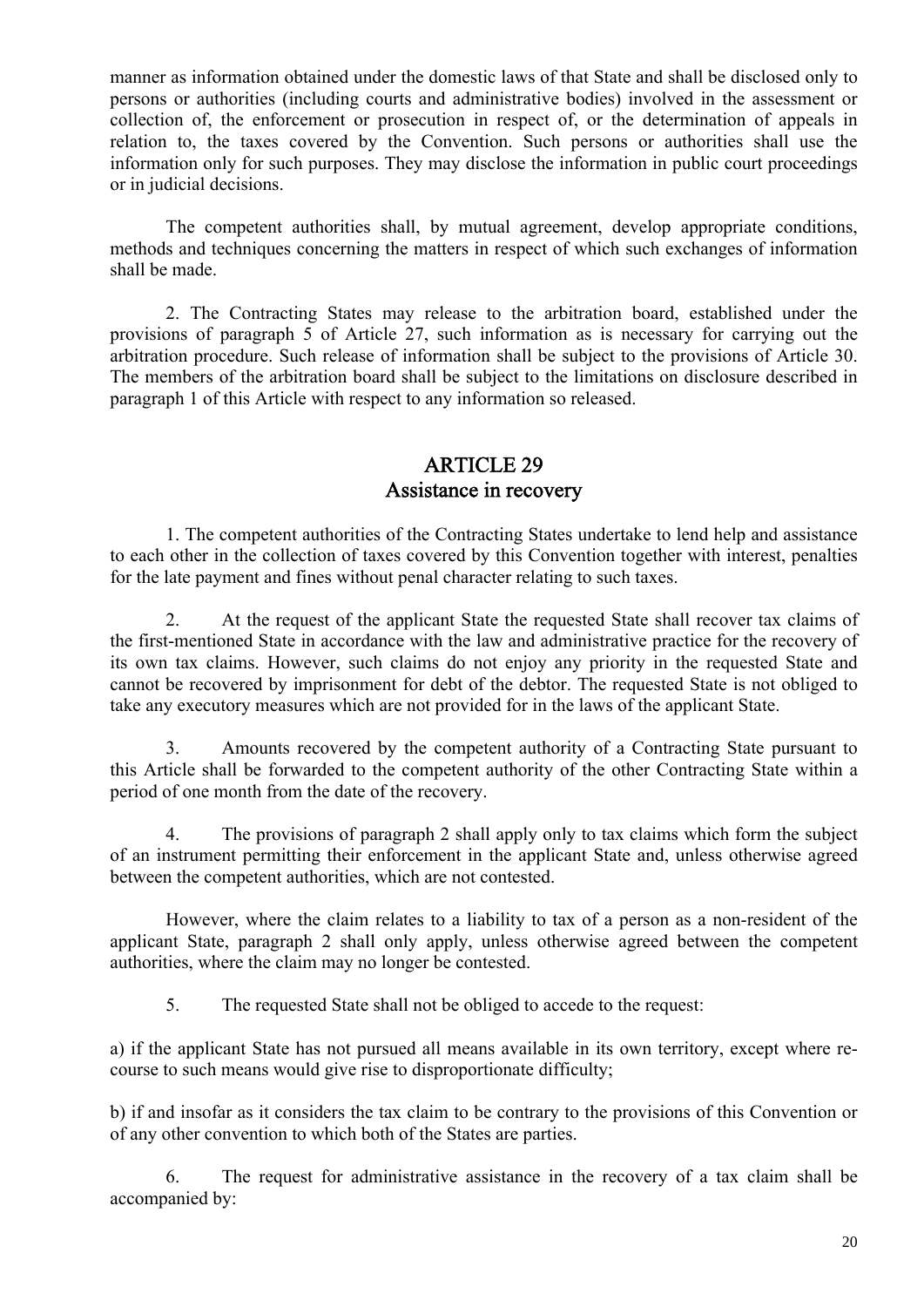manner as information obtained under the domestic laws of that State and shall be disclosed only to persons or authorities (including courts and administrative bodies) involved in the assessment or collection of, the enforcement or prosecution in respect of, or the determination of appeals in relation to, the taxes covered by the Convention. Such persons or authorities shall use the information only for such purposes. They may disclose the information in public court proceedings or in judicial decisions.

The competent authorities shall, by mutual agreement, develop appropriate conditions, methods and techniques concerning the matters in respect of which such exchanges of information shall be made.

2. The Contracting States may release to the arbitration board, established under the provisions of paragraph 5 of Article 27, such information as is necessary for carrying out the arbitration procedure. Such release of information shall be subject to the provisions of Article 30. The members of the arbitration board shall be subject to the limitations on disclosure described in paragraph 1 of this Article with respect to any information so released.

## ARTICLE 29
## Assistance in recovery

1. The competent authorities of the Contracting States undertake to lend help and assistance to each other in the collection of taxes covered by this Convention together with interest, penalties for the late payment and fines without penal character relating to such taxes.

2. At the request of the applicant State the requested State shall recover tax claims of the first-mentioned State in accordance with the law and administrative practice for the recovery of its own tax claims. However, such claims do not enjoy any priority in the requested State and cannot be recovered by imprisonment for debt of the debtor. The requested State is not obliged to take any executory measures which are not provided for in the laws of the applicant State.

3. Amounts recovered by the competent authority of a Contracting State pursuant to this Article shall be forwarded to the competent authority of the other Contracting State within a period of one month from the date of the recovery.

4. The provisions of paragraph 2 shall apply only to tax claims which form the subject of an instrument permitting their enforcement in the applicant State and, unless otherwise agreed between the competent authorities, which are not contested.

However, where the claim relates to a liability to tax of a person as a non-resident of the applicant State, paragraph 2 shall only apply, unless otherwise agreed between the competent authorities, where the claim may no longer be contested.

5. The requested State shall not be obliged to accede to the request:

a) if the applicant State has not pursued all means available in its own territory, except where recourse to such means would give rise to disproportionate difficulty;

b) if and insofar as it considers the tax claim to be contrary to the provisions of this Convention or of any other convention to which both of the States are parties.

6. The request for administrative assistance in the recovery of a tax claim shall be accompanied by: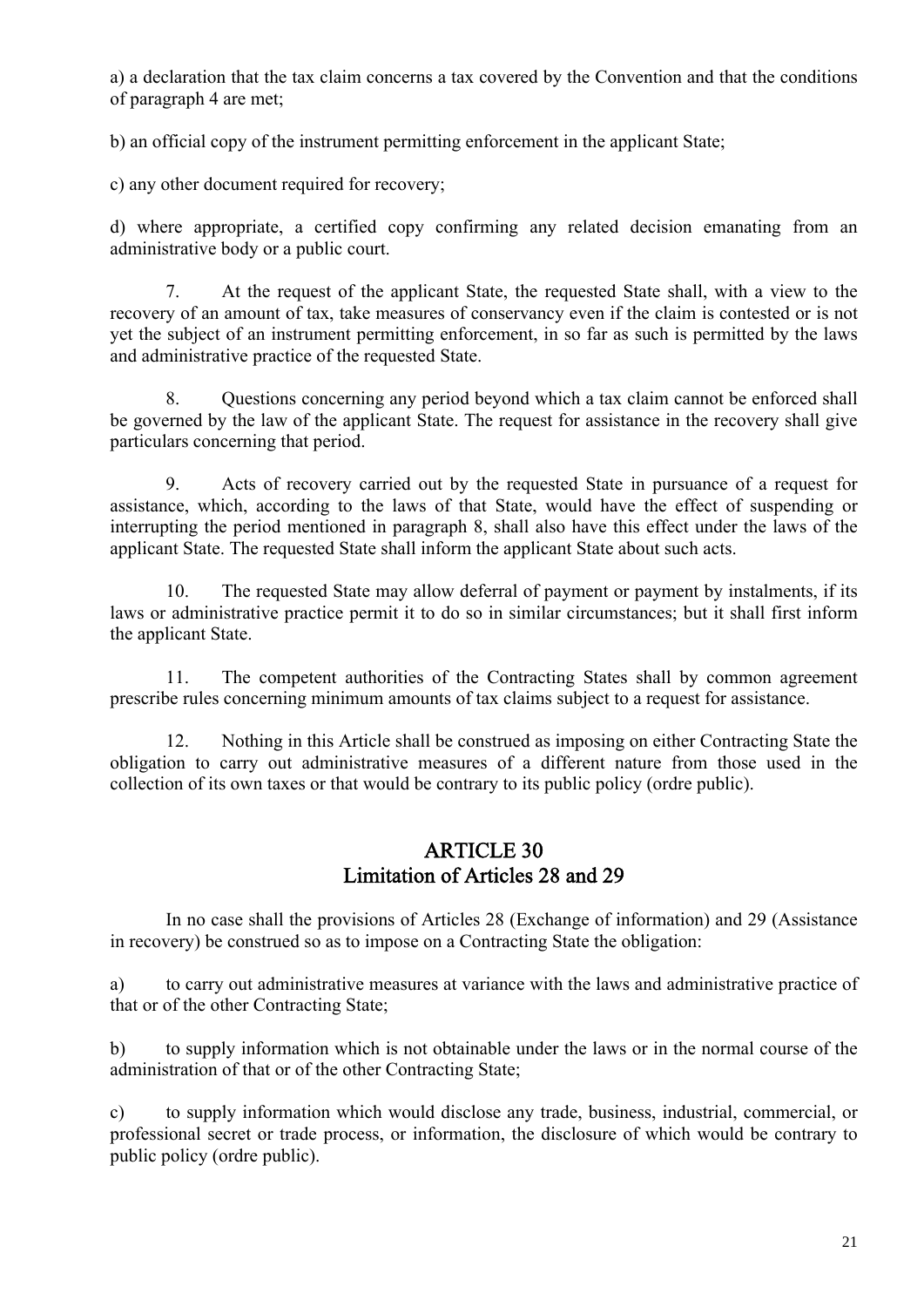a) a declaration that the tax claim concerns a tax covered by the Convention and that the conditions of paragraph 4 are met;

b) an official copy of the instrument permitting enforcement in the applicant State;

c) any other document required for recovery;

d) where appropriate, a certified copy confirming any related decision emanating from an administrative body or a public court.

7. At the request of the applicant State, the requested State shall, with a view to the recovery of an amount of tax, take measures of conservancy even if the claim is contested or is not yet the subject of an instrument permitting enforcement, in so far as such is permitted by the laws and administrative practice of the requested State.

8. Questions concerning any period beyond which a tax claim cannot be enforced shall be governed by the law of the applicant State. The request for assistance in the recovery shall give particulars concerning that period.

9. Acts of recovery carried out by the requested State in pursuance of a request for assistance, which, according to the laws of that State, would have the effect of suspending or interrupting the period mentioned in paragraph 8, shall also have this effect under the laws of the applicant State. The requested State shall inform the applicant State about such acts.

10. The requested State may allow deferral of payment or payment by instalments, if its laws or administrative practice permit it to do so in similar circumstances; but it shall first inform the applicant State.

11. The competent authorities of the Contracting States shall by common agreement prescribe rules concerning minimum amounts of tax claims subject to a request for assistance.

12. Nothing in this Article shall be construed as imposing on either Contracting State the obligation to carry out administrative measures of a different nature from those used in the collection of its own taxes or that would be contrary to its public policy (ordre public).

## ARTICLE 30
## Limitation of Articles 28 and 29

In no case shall the provisions of Articles 28 (Exchange of information) and 29 (Assistance in recovery) be construed so as to impose on a Contracting State the obligation:

a) to carry out administrative measures at variance with the laws and administrative practice of that or of the other Contracting State;

b) to supply information which is not obtainable under the laws or in the normal course of the administration of that or of the other Contracting State;

c) to supply information which would disclose any trade, business, industrial, commercial, or professional secret or trade process, or information, the disclosure of which would be contrary to public policy (ordre public).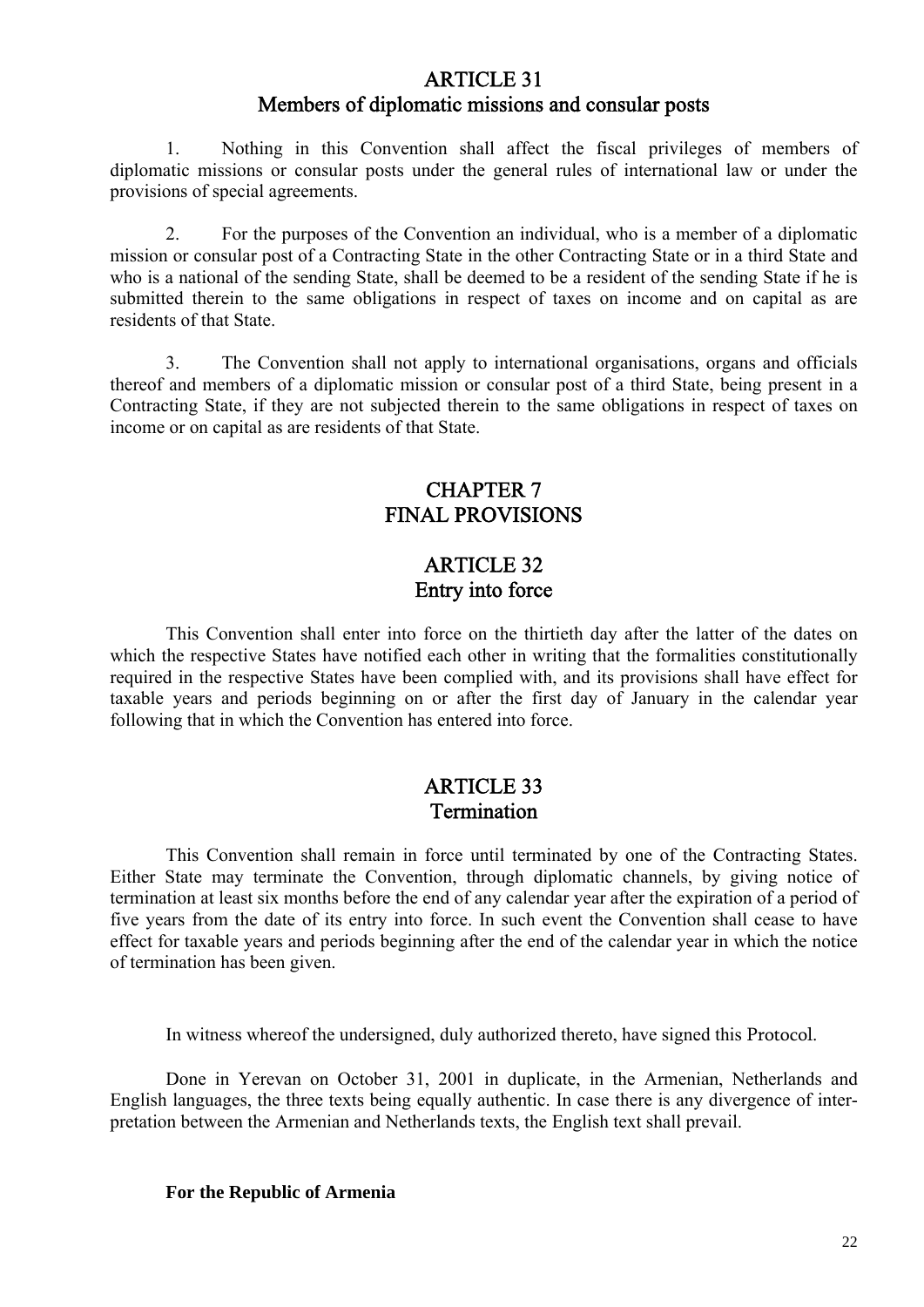## ARTICLE 31
## Members of diplomatic missions and consular posts

1. Nothing in this Convention shall affect the fiscal privileges of members of diplomatic missions or consular posts under the general rules of international law or under the provisions of special agreements.

2. For the purposes of the Convention an individual, who is a member of a diplomatic mission or consular post of a Contracting State in the other Contracting State or in a third State and who is a national of the sending State, shall be deemed to be a resident of the sending State if he is submitted therein to the same obligations in respect of taxes on income and on capital as are residents of that State.

3. The Convention shall not apply to international organisations, organs and officials thereof and members of a diplomatic mission or consular post of a third State, being present in a Contracting State, if they are not subjected therein to the same obligations in respect of taxes on income or on capital as are residents of that State.

# CHAPTER 7
# FINAL PROVISIONS

## ARTICLE 32
## Entry into force

This Convention shall enter into force on the thirtieth day after the latter of the dates on which the respective States have notified each other in writing that the formalities constitutionally required in the respective States have been complied with, and its provisions shall have effect for taxable years and periods beginning on or after the first day of January in the calendar year following that in which the Convention has entered into force.

## ARTICLE 33
## Termination

This Convention shall remain in force until terminated by one of the Contracting States. Either State may terminate the Convention, through diplomatic channels, by giving notice of termination at least six months before the end of any calendar year after the expiration of a period of five years from the date of its entry into force. In such event the Convention shall cease to have effect for taxable years and periods beginning after the end of the calendar year in which the notice of termination has been given.

In witness whereof the undersigned, duly authorized thereto, have signed this Protocol.

Done in Yerevan on October 31, 2001 in duplicate, in the Armenian, Netherlands and English languages, the three texts being equally authentic. In case there is any divergence of interpretation between the Armenian and Netherlands texts, the English text shall prevail.

**For the Republic of Armenia**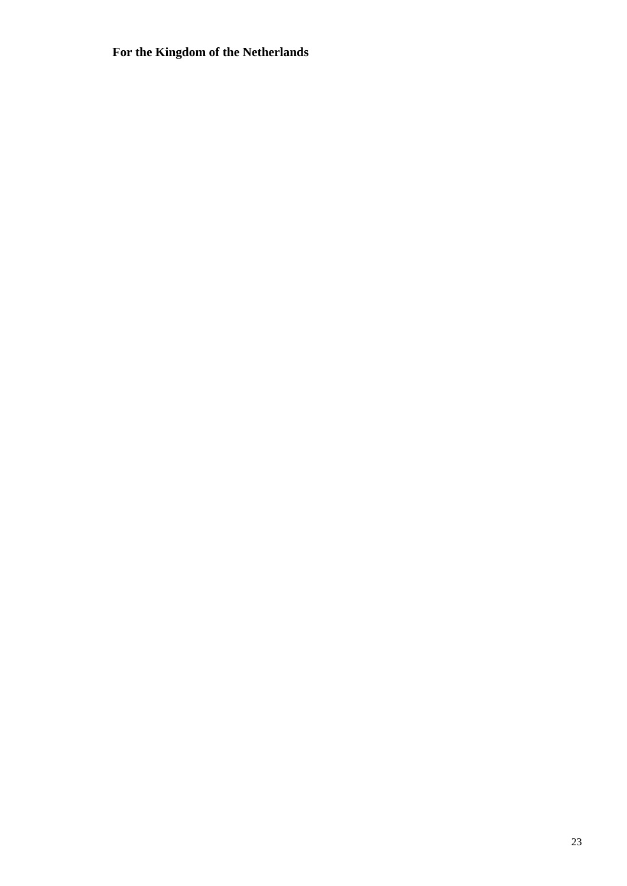**For the Kingdom of the Netherlands**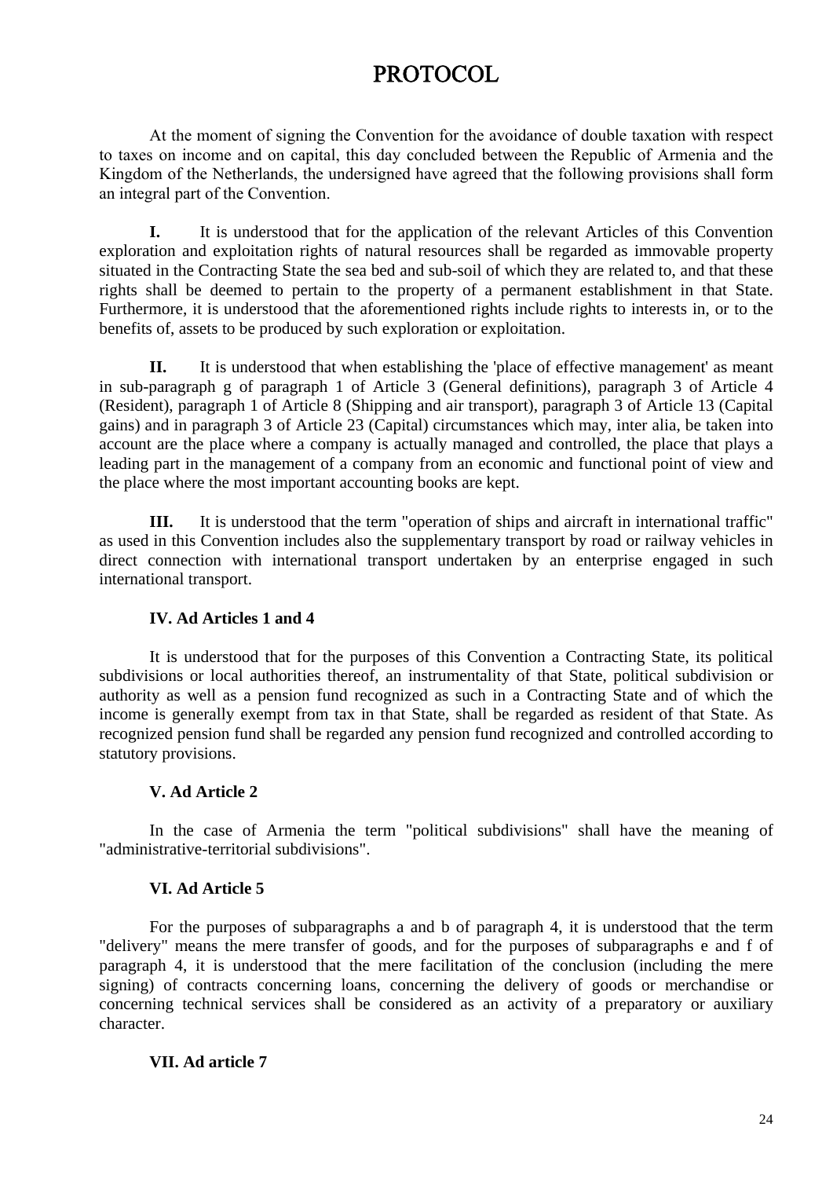# PROTOCOL

At the moment of signing the Convention for the avoidance of double taxation with respect to taxes on income and on capital, this day concluded between the Republic of Armenia and the Kingdom of the Netherlands, the undersigned have agreed that the following provisions shall form an integral part of the Convention.

**I.** It is understood that for the application of the relevant Articles of this Convention exploration and exploitation rights of natural resources shall be regarded as immovable property situated in the Contracting State the sea bed and sub-soil of which they are related to, and that these rights shall be deemed to pertain to the property of a permanent establishment in that State. Furthermore, it is understood that the aforementioned rights include rights to interests in, or to the benefits of, assets to be produced by such exploration or exploitation.

**II.** It is understood that when establishing the 'place of effective management' as meant in sub-paragraph g of paragraph 1 of Article 3 (General definitions), paragraph 3 of Article 4 (Resident), paragraph 1 of Article 8 (Shipping and air transport), paragraph 3 of Article 13 (Capital gains) and in paragraph 3 of Article 23 (Capital) circumstances which may, inter alia, be taken into account are the place where a company is actually managed and controlled, the place that plays a leading part in the management of a company from an economic and functional point of view and the place where the most important accounting books are kept.

**III.** It is understood that the term "operation of ships and aircraft in international traffic" as used in this Convention includes also the supplementary transport by road or railway vehicles in direct connection with international transport undertaken by an enterprise engaged in such international transport.

**IV. Ad Articles 1 and 4**

It is understood that for the purposes of this Convention a Contracting State, its political subdivisions or local authorities thereof, an instrumentality of that State, political subdivision or authority as well as a pension fund recognized as such in a Contracting State and of which the income is generally exempt from tax in that State, shall be regarded as resident of that State. As recognized pension fund shall be regarded any pension fund recognized and controlled according to statutory provisions.

**V. Ad Article 2**

In the case of Armenia the term "political subdivisions" shall have the meaning of "administrative-territorial subdivisions".

**VI. Ad Article 5**

For the purposes of subparagraphs a and b of paragraph 4, it is understood that the term "delivery" means the mere transfer of goods, and for the purposes of subparagraphs e and f of paragraph 4, it is understood that the mere facilitation of the conclusion (including the mere signing) of contracts concerning loans, concerning the delivery of goods or merchandise or concerning technical services shall be considered as an activity of a preparatory or auxiliary character.

**VII. Ad article 7**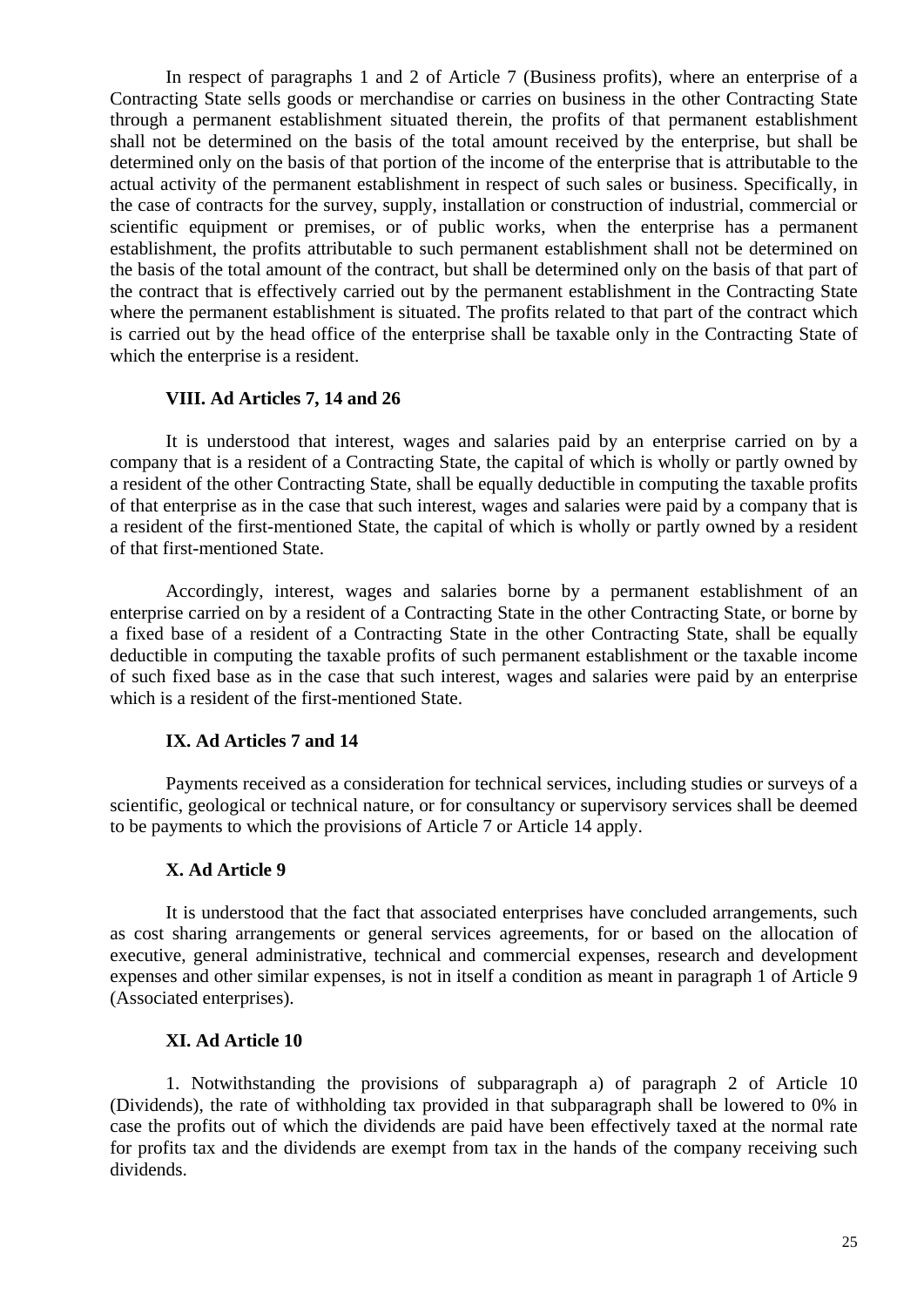In respect of paragraphs 1 and 2 of Article 7 (Business profits), where an enterprise of a Contracting State sells goods or merchandise or carries on business in the other Contracting State through a permanent establishment situated therein, the profits of that permanent establishment shall not be determined on the basis of the total amount received by the enterprise, but shall be determined only on the basis of that portion of the income of the enterprise that is attributable to the actual activity of the permanent establishment in respect of such sales or business. Specifically, in the case of contracts for the survey, supply, installation or construction of industrial, commercial or scientific equipment or premises, or of public works, when the enterprise has a permanent establishment, the profits attributable to such permanent establishment shall not be determined on the basis of the total amount of the contract, but shall be determined only on the basis of that part of the contract that is effectively carried out by the permanent establishment in the Contracting State where the permanent establishment is situated. The profits related to that part of the contract which is carried out by the head office of the enterprise shall be taxable only in the Contracting State of which the enterprise is a resident.

**VIII. Ad Articles 7, 14 and 26**

It is understood that interest, wages and salaries paid by an enterprise carried on by a company that is a resident of a Contracting State, the capital of which is wholly or partly owned by a resident of the other Contracting State, shall be equally deductible in computing the taxable profits of that enterprise as in the case that such interest, wages and salaries were paid by a company that is a resident of the first-mentioned State, the capital of which is wholly or partly owned by a resident of that first-mentioned State.

Accordingly, interest, wages and salaries borne by a permanent establishment of an enterprise carried on by a resident of a Contracting State in the other Contracting State, or borne by a fixed base of a resident of a Contracting State in the other Contracting State, shall be equally deductible in computing the taxable profits of such permanent establishment or the taxable income of such fixed base as in the case that such interest, wages and salaries were paid by an enterprise which is a resident of the first-mentioned State.

**IX. Ad Articles 7 and 14**

Payments received as a consideration for technical services, including studies or surveys of a scientific, geological or technical nature, or for consultancy or supervisory services shall be deemed to be payments to which the provisions of Article 7 or Article 14 apply.

**X. Ad Article 9**

It is understood that the fact that associated enterprises have concluded arrangements, such as cost sharing arrangements or general services agreements, for or based on the allocation of executive, general administrative, technical and commercial expenses, research and development expenses and other similar expenses, is not in itself a condition as meant in paragraph 1 of Article 9 (Associated enterprises).

**XI. Ad Article 10**

1. Notwithstanding the provisions of subparagraph a) of paragraph 2 of Article 10 (Dividends), the rate of withholding tax provided in that subparagraph shall be lowered to 0% in case the profits out of which the dividends are paid have been effectively taxed at the normal rate for profits tax and the dividends are exempt from tax in the hands of the company receiving such dividends.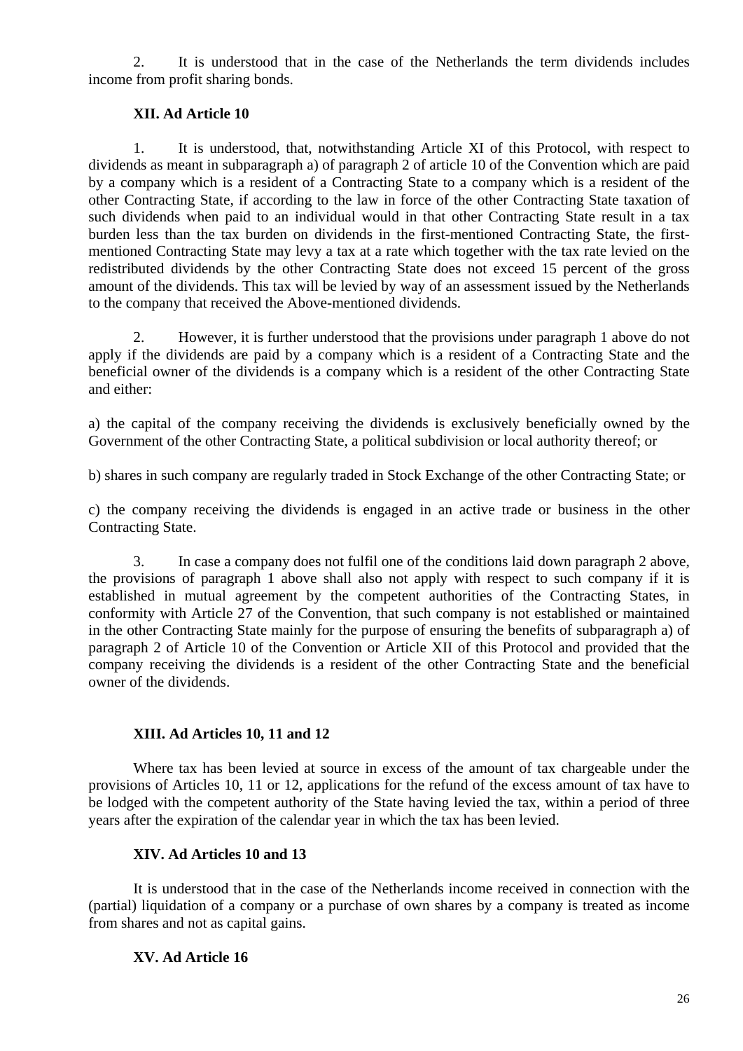2. It is understood that in the case of the Netherlands the term dividends includes income from profit sharing bonds.

### XII. Ad Article 10

1. It is understood, that, notwithstanding Article XI of this Protocol, with respect to dividends as meant in subparagraph a) of paragraph 2 of article 10 of the Convention which are paid by a company which is a resident of a Contracting State to a company which is a resident of the other Contracting State, if according to the law in force of the other Contracting State taxation of such dividends when paid to an individual would in that other Contracting State result in a tax burden less than the tax burden on dividends in the first-mentioned Contracting State, the first-mentioned Contracting State may levy a tax at a rate which together with the tax rate levied on the redistributed dividends by the other Contracting State does not exceed 15 percent of the gross amount of the dividends. This tax will be levied by way of an assessment issued by the Netherlands to the company that received the Above-mentioned dividends.

2. However, it is further understood that the provisions under paragraph 1 above do not apply if the dividends are paid by a company which is a resident of a Contracting State and the beneficial owner of the dividends is a company which is a resident of the other Contracting State and either:

a) the capital of the company receiving the dividends is exclusively beneficially owned by the Government of the other Contracting State, a political subdivision or local authority thereof; or

b) shares in such company are regularly traded in Stock Exchange of the other Contracting State; or

c) the company receiving the dividends is engaged in an active trade or business in the other Contracting State.

3. In case a company does not fulfil one of the conditions laid down paragraph 2 above, the provisions of paragraph 1 above shall also not apply with respect to such company if it is established in mutual agreement by the competent authorities of the Contracting States, in conformity with Article 27 of the Convention, that such company is not established or maintained in the other Contracting State mainly for the purpose of ensuring the benefits of subparagraph a) of paragraph 2 of Article 10 of the Convention or Article XII of this Protocol and provided that the company receiving the dividends is a resident of the other Contracting State and the beneficial owner of the dividends.

### XIII. Ad Articles 10, 11 and 12

Where tax has been levied at source in excess of the amount of tax chargeable under the provisions of Articles 10, 11 or 12, applications for the refund of the excess amount of tax have to be lodged with the competent authority of the State having levied the tax, within a period of three years after the expiration of the calendar year in which the tax has been levied.

### XIV. Ad Articles 10 and 13

It is understood that in the case of the Netherlands income received in connection with the (partial) liquidation of a company or a purchase of own shares by a company is treated as income from shares and not as capital gains.

### XV. Ad Article 16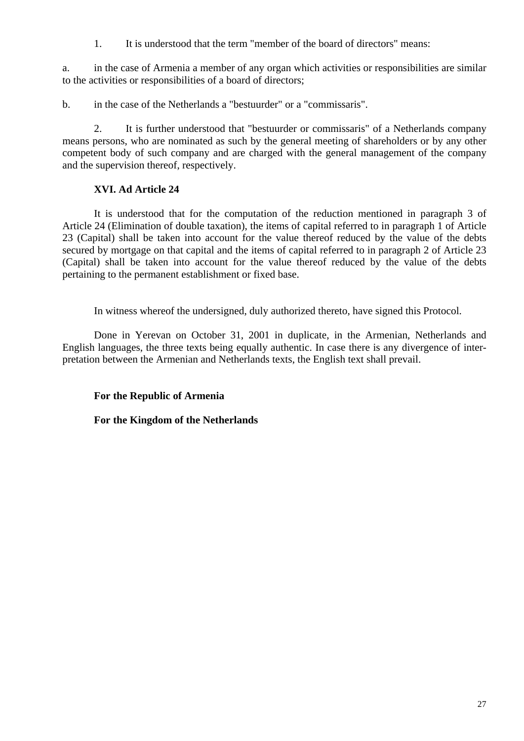1. It is understood that the term "member of the board of directors" means:

a. in the case of Armenia a member of any organ which activities or responsibilities are similar to the activities or responsibilities of a board of directors;

b. in the case of the Netherlands a "bestuurder" or a "commissaris".

2. It is further understood that "bestuurder or commissaris" of a Netherlands company means persons, who are nominated as such by the general meeting of shareholders or by any other competent body of such company and are charged with the general management of the company and the supervision thereof, respectively.

**XVI. Ad Article 24**

It is understood that for the computation of the reduction mentioned in paragraph 3 of Article 24 (Elimination of double taxation), the items of capital referred to in paragraph 1 of Article 23 (Capital) shall be taken into account for the value thereof reduced by the value of the debts secured by mortgage on that capital and the items of capital referred to in paragraph 2 of Article 23 (Capital) shall be taken into account for the value thereof reduced by the value of the debts pertaining to the permanent establishment or fixed base.

In witness whereof the undersigned, duly authorized thereto, have signed this Protocol.

Done in Yerevan on October 31, 2001 in duplicate, in the Armenian, Netherlands and English languages, the three texts being equally authentic. In case there is any divergence of interpretation between the Armenian and Netherlands texts, the English text shall prevail.

**For the Republic of Armenia**

**For the Kingdom of the Netherlands**